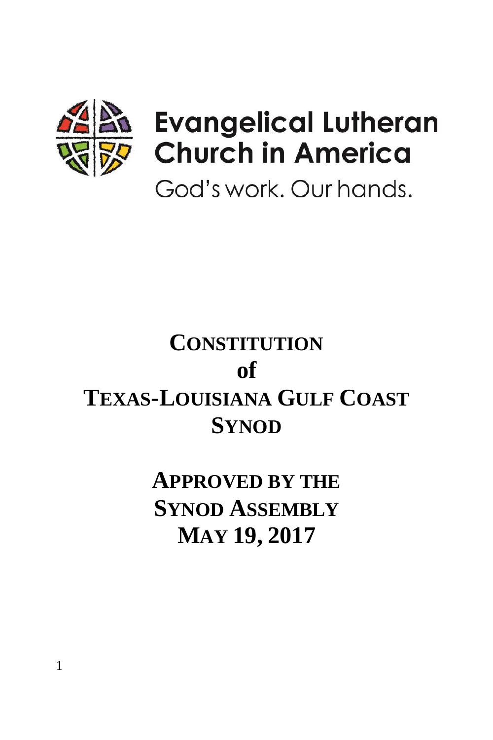Evangelical Lutheran Church in America

God's work. Our hands.

# CONSTITUTION of TEXAS-LOUISIANA GULF COAST SYNOD

## APPROVED BY THE SYNOD ASSEMBLY MAY 19, 2017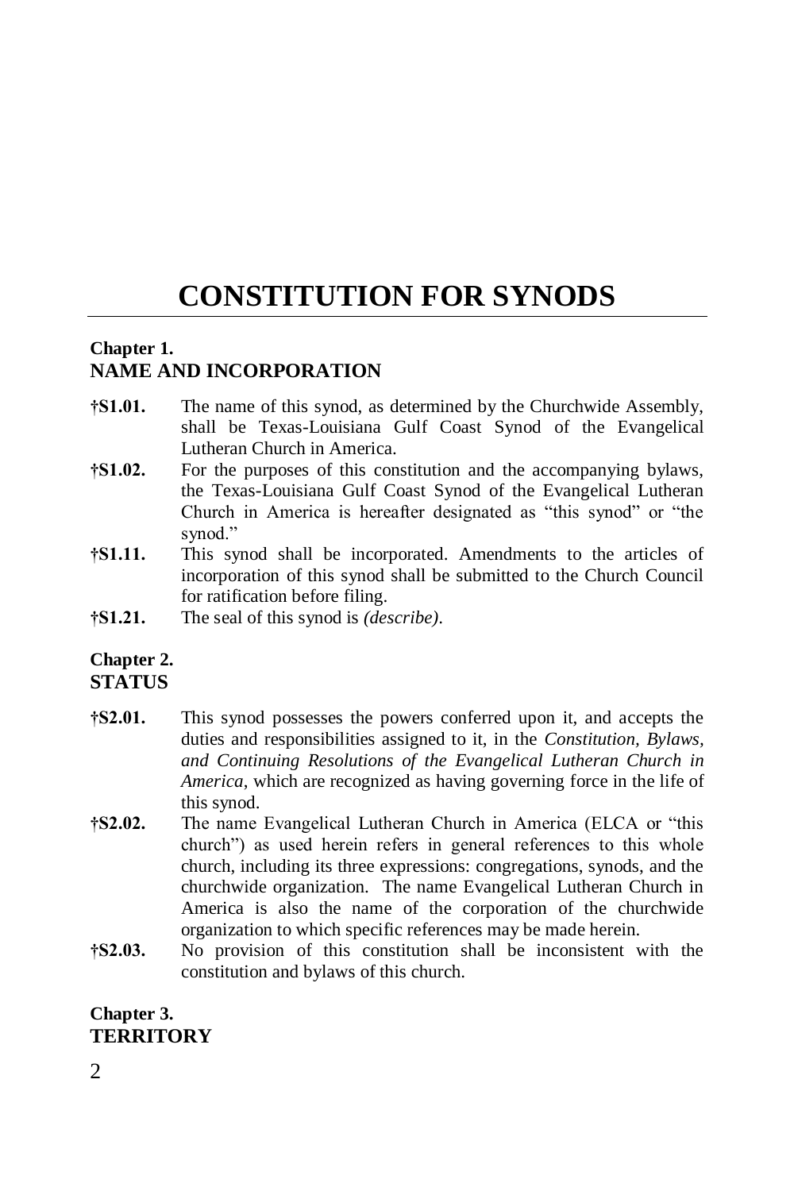# CONSTITUTION FOR SYNODS

## Chapter 1.
## NAME AND INCORPORATION

**†S1.01.** The name of this synod, as determined by the Churchwide Assembly, shall be Texas-Louisiana Gulf Coast Synod of the Evangelical Lutheran Church in America.

**†S1.02.** For the purposes of this constitution and the accompanying bylaws, the Texas-Louisiana Gulf Coast Synod of the Evangelical Lutheran Church in America is hereafter designated as "this synod" or "the synod."

**†S1.11.** This synod shall be incorporated. Amendments to the articles of incorporation of this synod shall be submitted to the Church Council for ratification before filing.

**†S1.21.** The seal of this synod is *(describe)*.

## Chapter 2.
## STATUS

**†S2.01.** This synod possesses the powers conferred upon it, and accepts the duties and responsibilities assigned to it, in the *Constitution, Bylaws, and Continuing Resolutions of the Evangelical Lutheran Church in America*, which are recognized as having governing force in the life of this synod.

**†S2.02.** The name Evangelical Lutheran Church in America (ELCA or "this church") as used herein refers in general references to this whole church, including its three expressions: congregations, synods, and the churchwide organization. The name Evangelical Lutheran Church in America is also the name of the corporation of the churchwide organization to which specific references may be made herein.

**†S2.03.** No provision of this constitution shall be inconsistent with the constitution and bylaws of this church.

## Chapter 3.
## TERRITORY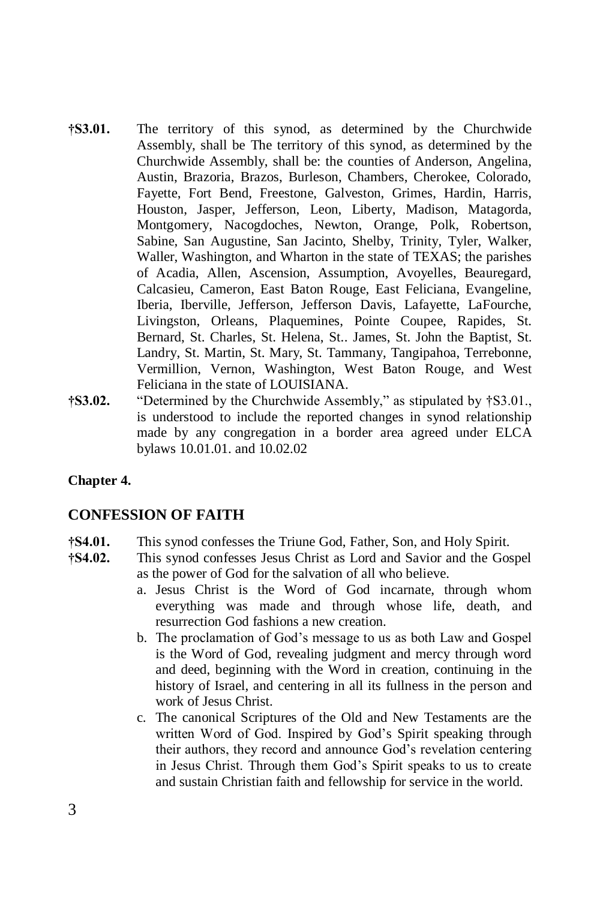**†S3.01.** The territory of this synod, as determined by the Churchwide Assembly, shall be The territory of this synod, as determined by the Churchwide Assembly, shall be: the counties of Anderson, Angelina, Austin, Brazoria, Brazos, Burleson, Chambers, Cherokee, Colorado, Fayette, Fort Bend, Freestone, Galveston, Grimes, Hardin, Harris, Houston, Jasper, Jefferson, Leon, Liberty, Madison, Matagorda, Montgomery, Nacogdoches, Newton, Orange, Polk, Robertson, Sabine, San Augustine, San Jacinto, Shelby, Trinity, Tyler, Walker, Waller, Washington, and Wharton in the state of TEXAS; the parishes of Acadia, Allen, Ascension, Assumption, Avoyelles, Beauregard, Calcasieu, Cameron, East Baton Rouge, East Feliciana, Evangeline, Iberia, Iberville, Jefferson, Jefferson Davis, Lafayette, LaFourche, Livingston, Orleans, Plaquemines, Pointe Coupee, Rapides, St. Bernard, St. Charles, St. Helena, St.. James, St. John the Baptist, St. Landry, St. Martin, St. Mary, St. Tammany, Tangipahoa, Terrebonne, Vermillion, Vernon, Washington, West Baton Rouge, and West Feliciana in the state of LOUISIANA.

**†S3.02.** "Determined by the Churchwide Assembly," as stipulated by †S3.01., is understood to include the reported changes in synod relationship made by any congregation in a border area agreed under ELCA bylaws 10.01.01. and 10.02.02

**Chapter 4.**

## CONFESSION OF FAITH

**†S4.01.** This synod confesses the Triune God, Father, Son, and Holy Spirit.

**†S4.02.** This synod confesses Jesus Christ as Lord and Savior and the Gospel as the power of God for the salvation of all who believe.

a. Jesus Christ is the Word of God incarnate, through whom everything was made and through whose life, death, and resurrection God fashions a new creation.

b. The proclamation of God's message to us as both Law and Gospel is the Word of God, revealing judgment and mercy through word and deed, beginning with the Word in creation, continuing in the history of Israel, and centering in all its fullness in the person and work of Jesus Christ.

c. The canonical Scriptures of the Old and New Testaments are the written Word of God. Inspired by God's Spirit speaking through their authors, they record and announce God's revelation centering in Jesus Christ. Through them God's Spirit speaks to us to create and sustain Christian faith and fellowship for service in the world.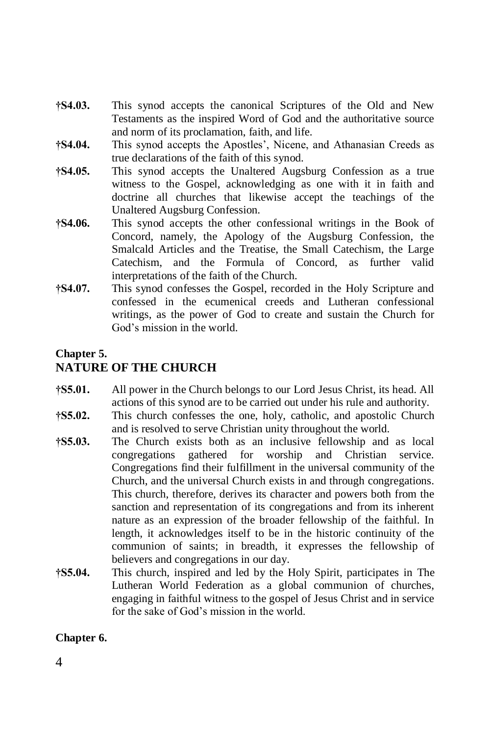**†S4.03.** This synod accepts the canonical Scriptures of the Old and New Testaments as the inspired Word of God and the authoritative source and norm of its proclamation, faith, and life.

**†S4.04.** This synod accepts the Apostles', Nicene, and Athanasian Creeds as true declarations of the faith of this synod.

**†S4.05.** This synod accepts the Unaltered Augsburg Confession as a true witness to the Gospel, acknowledging as one with it in faith and doctrine all churches that likewise accept the teachings of the Unaltered Augsburg Confession.

**†S4.06.** This synod accepts the other confessional writings in the Book of Concord, namely, the Apology of the Augsburg Confession, the Smalcald Articles and the Treatise, the Small Catechism, the Large Catechism, and the Formula of Concord, as further valid interpretations of the faith of the Church.

**†S4.07.** This synod confesses the Gospel, recorded in the Holy Scripture and confessed in the ecumenical creeds and Lutheran confessional writings, as the power of God to create and sustain the Church for God's mission in the world.

## Chapter 5.
## NATURE OF THE CHURCH

**†S5.01.** All power in the Church belongs to our Lord Jesus Christ, its head. All actions of this synod are to be carried out under his rule and authority.

**†S5.02.** This church confesses the one, holy, catholic, and apostolic Church and is resolved to serve Christian unity throughout the world.

**†S5.03.** The Church exists both as an inclusive fellowship and as local congregations gathered for worship and Christian service. Congregations find their fulfillment in the universal community of the Church, and the universal Church exists in and through congregations. This church, therefore, derives its character and powers both from the sanction and representation of its congregations and from its inherent nature as an expression of the broader fellowship of the faithful. In length, it acknowledges itself to be in the historic continuity of the communion of saints; in breadth, it expresses the fellowship of believers and congregations in our day.

**†S5.04.** This church, inspired and led by the Holy Spirit, participates in The Lutheran World Federation as a global communion of churches, engaging in faithful witness to the gospel of Jesus Christ and in service for the sake of God's mission in the world.

## Chapter 6.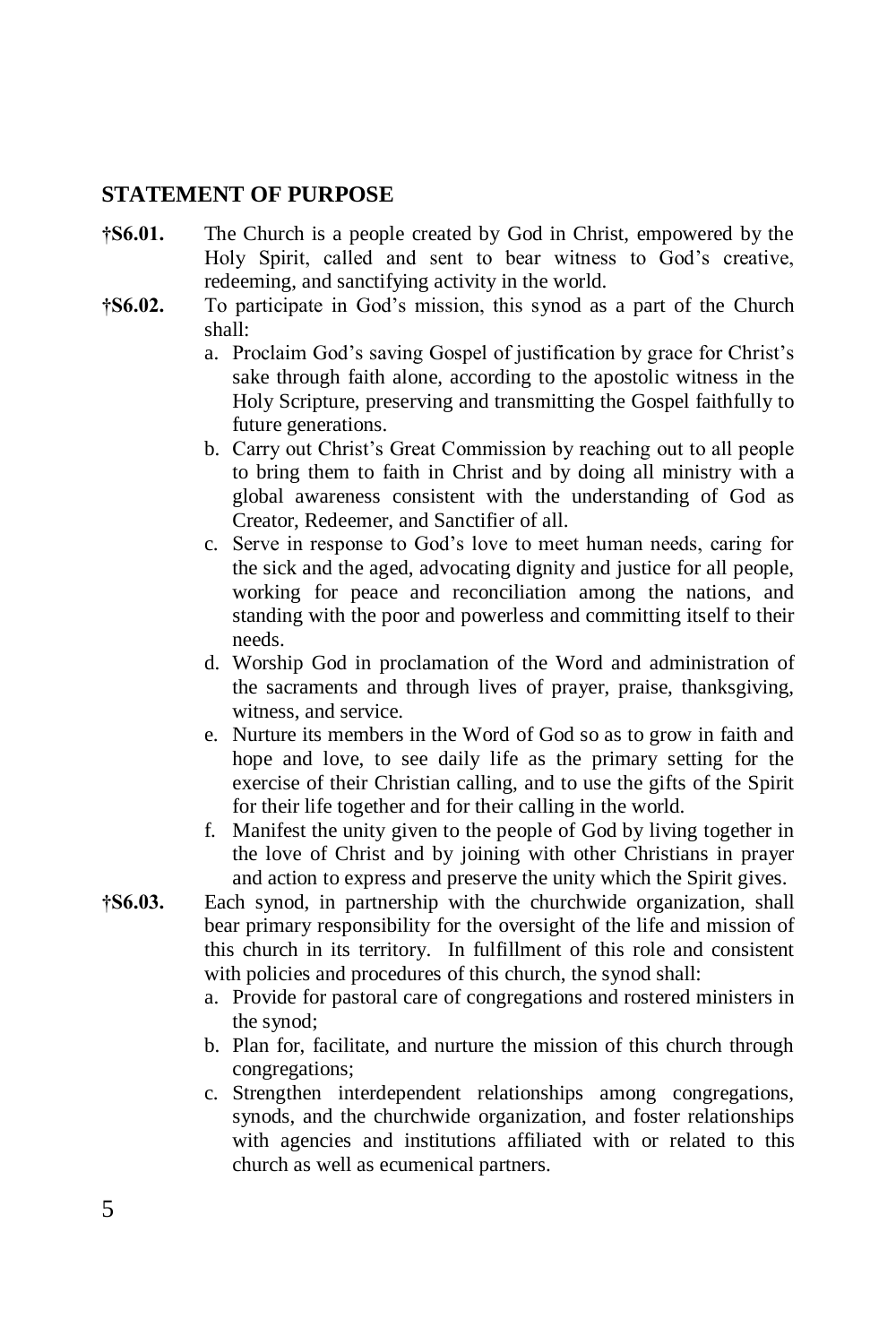## STATEMENT OF PURPOSE

**†S6.01.** The Church is a people created by God in Christ, empowered by the Holy Spirit, called and sent to bear witness to God's creative, redeeming, and sanctifying activity in the world.

**†S6.02.** To participate in God's mission, this synod as a part of the Church shall:

a. Proclaim God's saving Gospel of justification by grace for Christ's sake through faith alone, according to the apostolic witness in the Holy Scripture, preserving and transmitting the Gospel faithfully to future generations.

b. Carry out Christ's Great Commission by reaching out to all people to bring them to faith in Christ and by doing all ministry with a global awareness consistent with the understanding of God as Creator, Redeemer, and Sanctifier of all.

c. Serve in response to God's love to meet human needs, caring for the sick and the aged, advocating dignity and justice for all people, working for peace and reconciliation among the nations, and standing with the poor and powerless and committing itself to their needs.

d. Worship God in proclamation of the Word and administration of the sacraments and through lives of prayer, praise, thanksgiving, witness, and service.

e. Nurture its members in the Word of God so as to grow in faith and hope and love, to see daily life as the primary setting for the exercise of their Christian calling, and to use the gifts of the Spirit for their life together and for their calling in the world.

f. Manifest the unity given to the people of God by living together in the love of Christ and by joining with other Christians in prayer and action to express and preserve the unity which the Spirit gives.

**†S6.03.** Each synod, in partnership with the churchwide organization, shall bear primary responsibility for the oversight of the life and mission of this church in its territory. In fulfillment of this role and consistent with policies and procedures of this church, the synod shall:

a. Provide for pastoral care of congregations and rostered ministers in the synod;

b. Plan for, facilitate, and nurture the mission of this church through congregations;

c. Strengthen interdependent relationships among congregations, synods, and the churchwide organization, and foster relationships with agencies and institutions affiliated with or related to this church as well as ecumenical partners.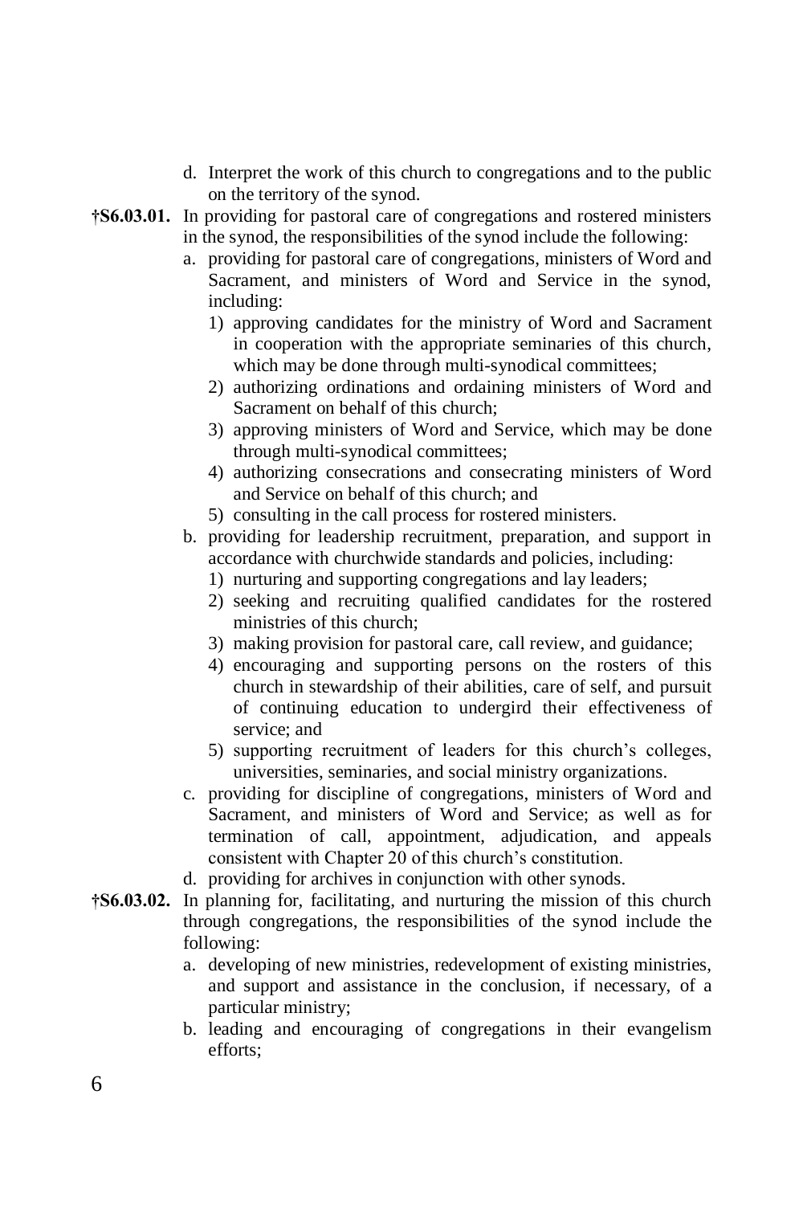d. Interpret the work of this church to congregations and to the public on the territory of the synod.

**†S6.03.01.** In providing for pastoral care of congregations and rostered ministers in the synod, the responsibilities of the synod include the following:

a. providing for pastoral care of congregations, ministers of Word and Sacrament, and ministers of Word and Service in the synod, including:
   1) approving candidates for the ministry of Word and Sacrament in cooperation with the appropriate seminaries of this church, which may be done through multi-synodical committees;
   2) authorizing ordinations and ordaining ministers of Word and Sacrament on behalf of this church;
   3) approving ministers of Word and Service, which may be done through multi-synodical committees;
   4) authorizing consecrations and consecrating ministers of Word and Service on behalf of this church; and
   5) consulting in the call process for rostered ministers.

b. providing for leadership recruitment, preparation, and support in accordance with churchwide standards and policies, including:
   1) nurturing and supporting congregations and lay leaders;
   2) seeking and recruiting qualified candidates for the rostered ministries of this church;
   3) making provision for pastoral care, call review, and guidance;
   4) encouraging and supporting persons on the rosters of this church in stewardship of their abilities, care of self, and pursuit of continuing education to undergird their effectiveness of service; and
   5) supporting recruitment of leaders for this church's colleges, universities, seminaries, and social ministry organizations.

c. providing for discipline of congregations, ministers of Word and Sacrament, and ministers of Word and Service; as well as for termination of call, appointment, adjudication, and appeals consistent with Chapter 20 of this church's constitution.

d. providing for archives in conjunction with other synods.

**†S6.03.02.** In planning for, facilitating, and nurturing the mission of this church through congregations, the responsibilities of the synod include the following:

a. developing of new ministries, redevelopment of existing ministries, and support and assistance in the conclusion, if necessary, of a particular ministry;

b. leading and encouraging of congregations in their evangelism efforts;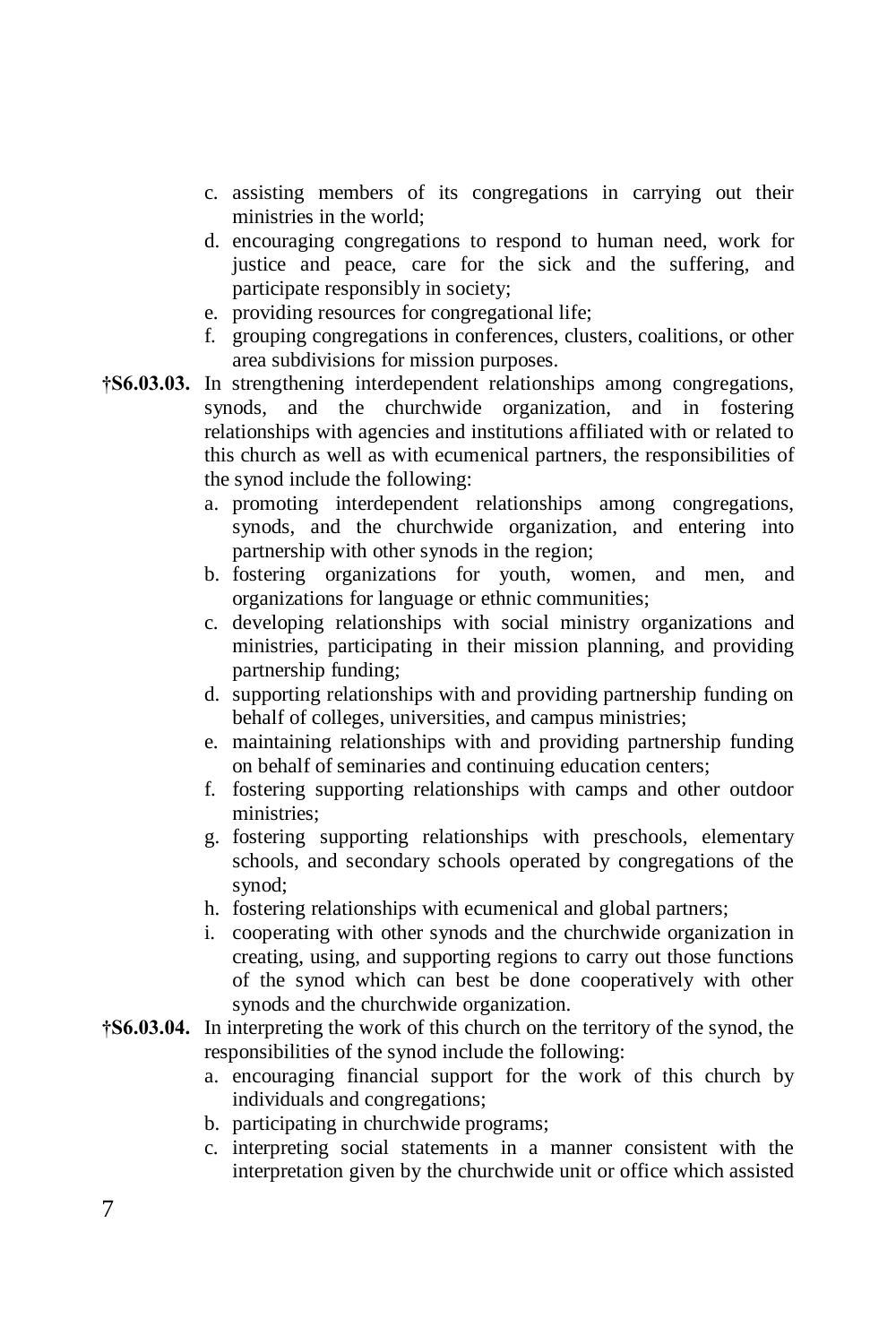c. assisting members of its congregations in carrying out their ministries in the world;
d. encouraging congregations to respond to human need, work for justice and peace, care for the sick and the suffering, and participate responsibly in society;
e. providing resources for congregational life;
f. grouping congregations in conferences, clusters, coalitions, or other area subdivisions for mission purposes.

**†S6.03.03.** In strengthening interdependent relationships among congregations, synods, and the churchwide organization, and in fostering relationships with agencies and institutions affiliated with or related to this church as well as with ecumenical partners, the responsibilities of the synod include the following:

a. promoting interdependent relationships among congregations, synods, and the churchwide organization, and entering into partnership with other synods in the region;
b. fostering organizations for youth, women, and men, and organizations for language or ethnic communities;
c. developing relationships with social ministry organizations and ministries, participating in their mission planning, and providing partnership funding;
d. supporting relationships with and providing partnership funding on behalf of colleges, universities, and campus ministries;
e. maintaining relationships with and providing partnership funding on behalf of seminaries and continuing education centers;
f. fostering supporting relationships with camps and other outdoor ministries;
g. fostering supporting relationships with preschools, elementary schools, and secondary schools operated by congregations of the synod;
h. fostering relationships with ecumenical and global partners;
i. cooperating with other synods and the churchwide organization in creating, using, and supporting regions to carry out those functions of the synod which can best be done cooperatively with other synods and the churchwide organization.

**†S6.03.04.** In interpreting the work of this church on the territory of the synod, the responsibilities of the synod include the following:

a. encouraging financial support for the work of this church by individuals and congregations;
b. participating in churchwide programs;
c. interpreting social statements in a manner consistent with the interpretation given by the churchwide unit or office which assisted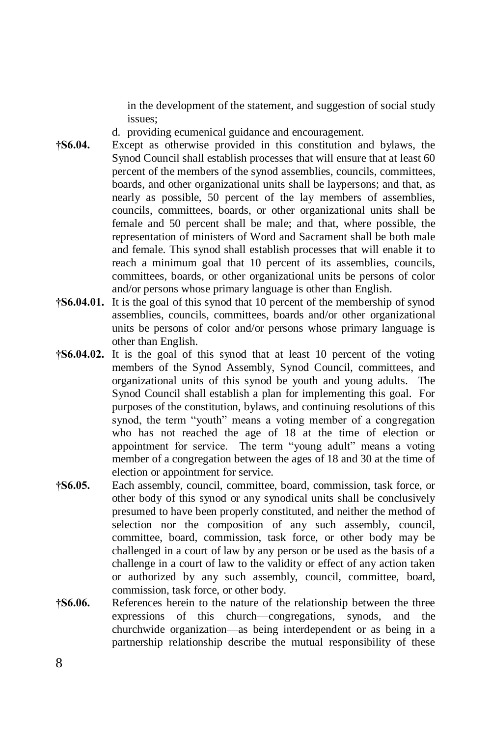in the development of the statement, and suggestion of social study issues;

d. providing ecumenical guidance and encouragement.

**†S6.04.** Except as otherwise provided in this constitution and bylaws, the Synod Council shall establish processes that will ensure that at least 60 percent of the members of the synod assemblies, councils, committees, boards, and other organizational units shall be laypersons; and that, as nearly as possible, 50 percent of the lay members of assemblies, councils, committees, boards, or other organizational units shall be female and 50 percent shall be male; and that, where possible, the representation of ministers of Word and Sacrament shall be both male and female. This synod shall establish processes that will enable it to reach a minimum goal that 10 percent of its assemblies, councils, committees, boards, or other organizational units be persons of color and/or persons whose primary language is other than English.

**†S6.04.01.** It is the goal of this synod that 10 percent of the membership of synod assemblies, councils, committees, boards and/or other organizational units be persons of color and/or persons whose primary language is other than English.

**†S6.04.02.** It is the goal of this synod that at least 10 percent of the voting members of the Synod Assembly, Synod Council, committees, and organizational units of this synod be youth and young adults. The Synod Council shall establish a plan for implementing this goal. For purposes of the constitution, bylaws, and continuing resolutions of this synod, the term "youth" means a voting member of a congregation who has not reached the age of 18 at the time of election or appointment for service. The term "young adult" means a voting member of a congregation between the ages of 18 and 30 at the time of election or appointment for service.

**†S6.05.** Each assembly, council, committee, board, commission, task force, or other body of this synod or any synodical units shall be conclusively presumed to have been properly constituted, and neither the method of selection nor the composition of any such assembly, council, committee, board, commission, task force, or other body may be challenged in a court of law by any person or be used as the basis of a challenge in a court of law to the validity or effect of any action taken or authorized by any such assembly, council, committee, board, commission, task force, or other body.

**†S6.06.** References herein to the nature of the relationship between the three expressions of this church—congregations, synods, and the churchwide organization—as being interdependent or as being in a partnership relationship describe the mutual responsibility of these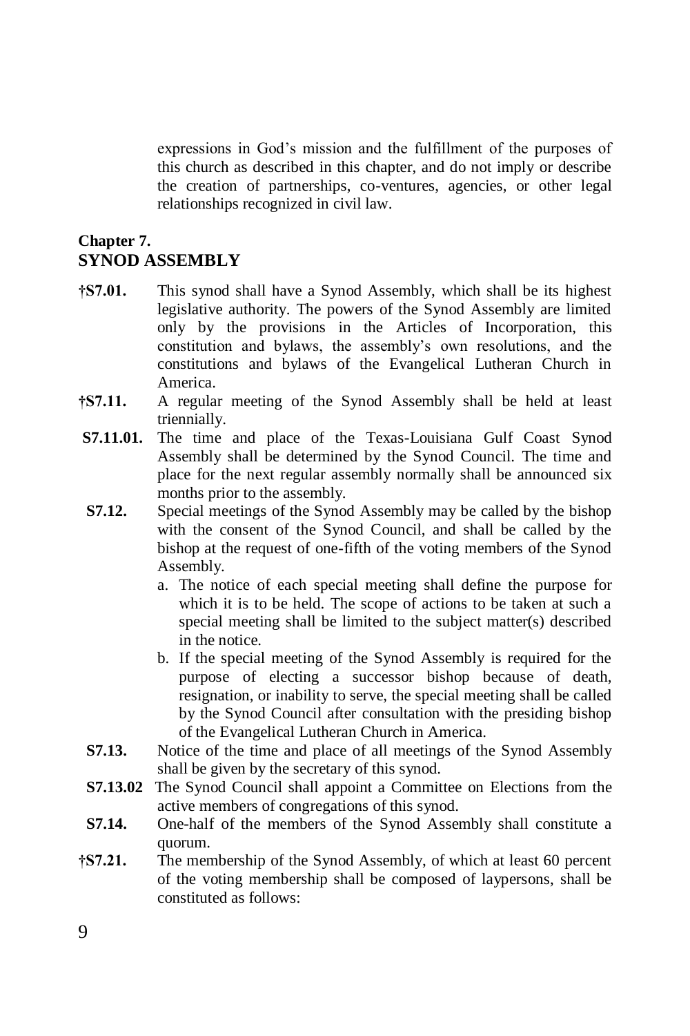expressions in God's mission and the fulfillment of the purposes of this church as described in this chapter, and do not imply or describe the creation of partnerships, co-ventures, agencies, or other legal relationships recognized in civil law.

## Chapter 7.
## SYNOD ASSEMBLY

**†S7.01.** This synod shall have a Synod Assembly, which shall be its highest legislative authority. The powers of the Synod Assembly are limited only by the provisions in the Articles of Incorporation, this constitution and bylaws, the assembly's own resolutions, and the constitutions and bylaws of the Evangelical Lutheran Church in America.

**†S7.11.** A regular meeting of the Synod Assembly shall be held at least triennially.

**S7.11.01.** The time and place of the Texas-Louisiana Gulf Coast Synod Assembly shall be determined by the Synod Council. The time and place for the next regular assembly normally shall be announced six months prior to the assembly.

**S7.12.** Special meetings of the Synod Assembly may be called by the bishop with the consent of the Synod Council, and shall be called by the bishop at the request of one-fifth of the voting members of the Synod Assembly.

a. The notice of each special meeting shall define the purpose for which it is to be held. The scope of actions to be taken at such a special meeting shall be limited to the subject matter(s) described in the notice.

b. If the special meeting of the Synod Assembly is required for the purpose of electing a successor bishop because of death, resignation, or inability to serve, the special meeting shall be called by the Synod Council after consultation with the presiding bishop of the Evangelical Lutheran Church in America.

**S7.13.** Notice of the time and place of all meetings of the Synod Assembly shall be given by the secretary of this synod.

**S7.13.02** The Synod Council shall appoint a Committee on Elections from the active members of congregations of this synod.

**S7.14.** One-half of the members of the Synod Assembly shall constitute a quorum.

**†S7.21.** The membership of the Synod Assembly, of which at least 60 percent of the voting membership shall be composed of laypersons, shall be constituted as follows: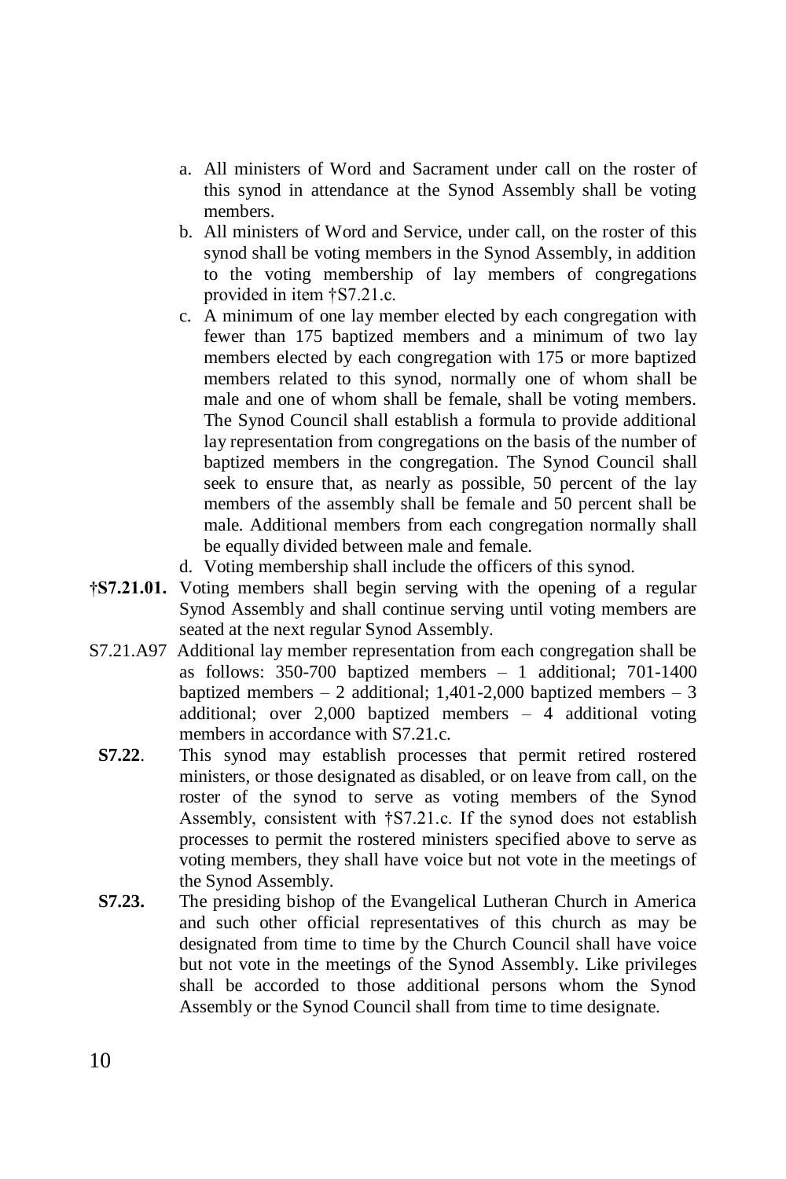a. All ministers of Word and Sacrament under call on the roster of this synod in attendance at the Synod Assembly shall be voting members.
b. All ministers of Word and Service, under call, on the roster of this synod shall be voting members in the Synod Assembly, in addition to the voting membership of lay members of congregations provided in item †S7.21.c.
c. A minimum of one lay member elected by each congregation with fewer than 175 baptized members and a minimum of two lay members elected by each congregation with 175 or more baptized members related to this synod, normally one of whom shall be male and one of whom shall be female, shall be voting members. The Synod Council shall establish a formula to provide additional lay representation from congregations on the basis of the number of baptized members in the congregation. The Synod Council shall seek to ensure that, as nearly as possible, 50 percent of the lay members of the assembly shall be female and 50 percent shall be male. Additional members from each congregation normally shall be equally divided between male and female.
d. Voting membership shall include the officers of this synod.

**†S7.21.01.** Voting members shall begin serving with the opening of a regular Synod Assembly and shall continue serving until voting members are seated at the next regular Synod Assembly.

S7.21.A97 Additional lay member representation from each congregation shall be as follows: 350-700 baptized members – 1 additional; 701-1400 baptized members – 2 additional; 1,401-2,000 baptized members – 3 additional; over 2,000 baptized members – 4 additional voting members in accordance with S7.21.c.

**S7.22**. This synod may establish processes that permit retired rostered ministers, or those designated as disabled, or on leave from call, on the roster of the synod to serve as voting members of the Synod Assembly, consistent with †S7.21.c. If the synod does not establish processes to permit the rostered ministers specified above to serve as voting members, they shall have voice but not vote in the meetings of the Synod Assembly.

**S7.23.** The presiding bishop of the Evangelical Lutheran Church in America and such other official representatives of this church as may be designated from time to time by the Church Council shall have voice but not vote in the meetings of the Synod Assembly. Like privileges shall be accorded to those additional persons whom the Synod Assembly or the Synod Council shall from time to time designate.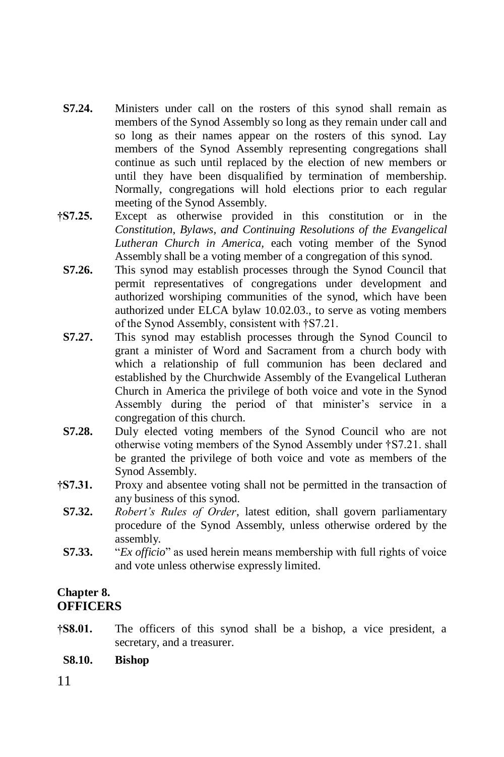**S7.24.** Ministers under call on the rosters of this synod shall remain as members of the Synod Assembly so long as they remain under call and so long as their names appear on the rosters of this synod. Lay members of the Synod Assembly representing congregations shall continue as such until replaced by the election of new members or until they have been disqualified by termination of membership. Normally, congregations will hold elections prior to each regular meeting of the Synod Assembly.

**†S7.25.** Except as otherwise provided in this constitution or in the *Constitution, Bylaws, and Continuing Resolutions of the Evangelical Lutheran Church in America*, each voting member of the Synod Assembly shall be a voting member of a congregation of this synod.

**S7.26.** This synod may establish processes through the Synod Council that permit representatives of congregations under development and authorized worshiping communities of the synod, which have been authorized under ELCA bylaw 10.02.03., to serve as voting members of the Synod Assembly, consistent with †S7.21.

**S7.27.** This synod may establish processes through the Synod Council to grant a minister of Word and Sacrament from a church body with which a relationship of full communion has been declared and established by the Churchwide Assembly of the Evangelical Lutheran Church in America the privilege of both voice and vote in the Synod Assembly during the period of that minister's service in a congregation of this church.

**S7.28.** Duly elected voting members of the Synod Council who are not otherwise voting members of the Synod Assembly under †S7.21. shall be granted the privilege of both voice and vote as members of the Synod Assembly.

**†S7.31.** Proxy and absentee voting shall not be permitted in the transaction of any business of this synod.

**S7.32.** *Robert's Rules of Order*, latest edition, shall govern parliamentary procedure of the Synod Assembly, unless otherwise ordered by the assembly.

**S7.33.** "*Ex officio*" as used herein means membership with full rights of voice and vote unless otherwise expressly limited.

## Chapter 8.
## OFFICERS

**†S8.01.** The officers of this synod shall be a bishop, a vice president, a secretary, and a treasurer.

**S8.10. Bishop**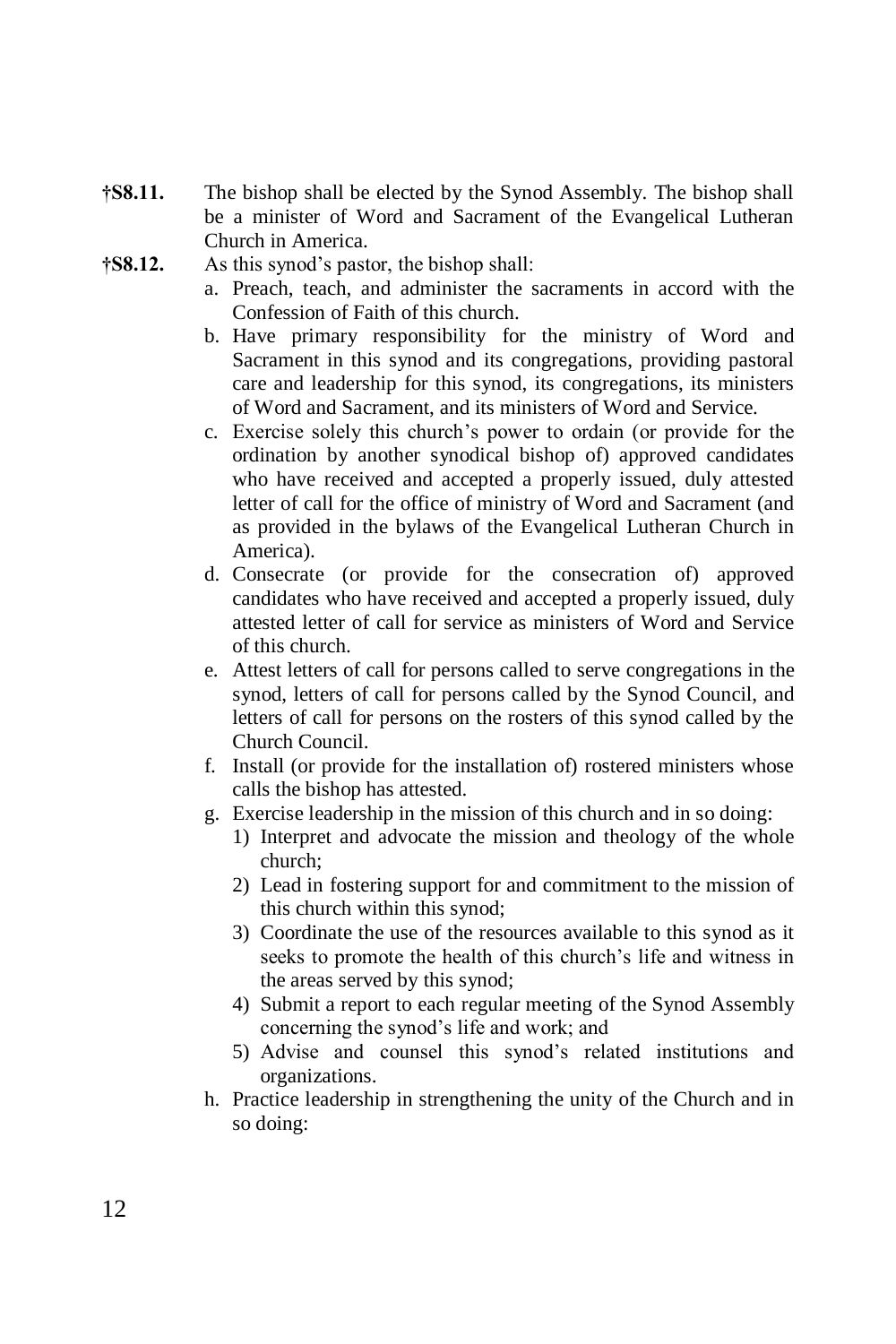**†S8.11.** The bishop shall be elected by the Synod Assembly. The bishop shall be a minister of Word and Sacrament of the Evangelical Lutheran Church in America.

**†S8.12.** As this synod's pastor, the bishop shall:

a. Preach, teach, and administer the sacraments in accord with the Confession of Faith of this church.

b. Have primary responsibility for the ministry of Word and Sacrament in this synod and its congregations, providing pastoral care and leadership for this synod, its congregations, its ministers of Word and Sacrament, and its ministers of Word and Service.

c. Exercise solely this church's power to ordain (or provide for the ordination by another synodical bishop of) approved candidates who have received and accepted a properly issued, duly attested letter of call for the office of ministry of Word and Sacrament (and as provided in the bylaws of the Evangelical Lutheran Church in America).

d. Consecrate (or provide for the consecration of) approved candidates who have received and accepted a properly issued, duly attested letter of call for service as ministers of Word and Service of this church.

e. Attest letters of call for persons called to serve congregations in the synod, letters of call for persons called by the Synod Council, and letters of call for persons on the rosters of this synod called by the Church Council.

f. Install (or provide for the installation of) rostered ministers whose calls the bishop has attested.

g. Exercise leadership in the mission of this church and in so doing:

   1) Interpret and advocate the mission and theology of the whole church;
   2) Lead in fostering support for and commitment to the mission of this church within this synod;
   3) Coordinate the use of the resources available to this synod as it seeks to promote the health of this church's life and witness in the areas served by this synod;
   4) Submit a report to each regular meeting of the Synod Assembly concerning the synod's life and work; and
   5) Advise and counsel this synod's related institutions and organizations.

h. Practice leadership in strengthening the unity of the Church and in so doing: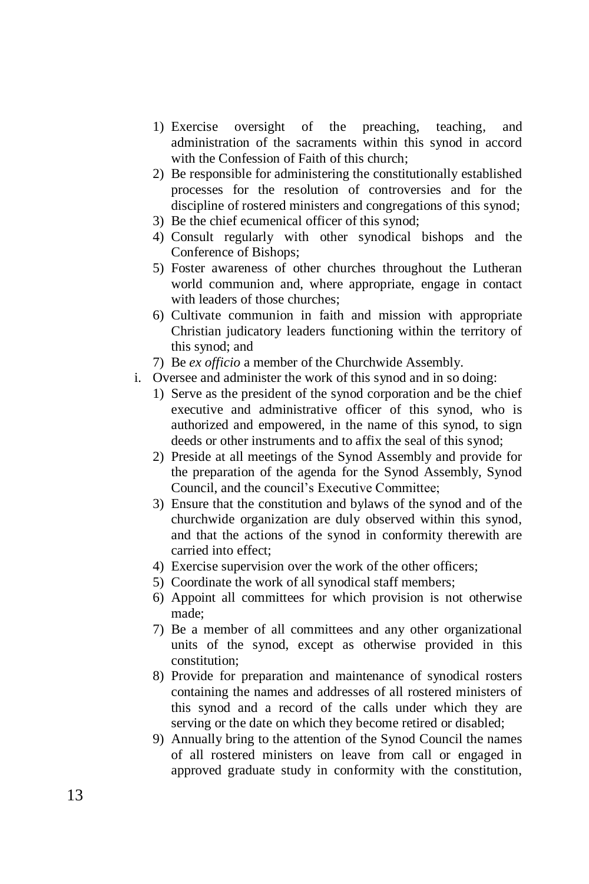1) Exercise oversight of the preaching, teaching, and administration of the sacraments within this synod in accord with the Confession of Faith of this church;
2) Be responsible for administering the constitutionally established processes for the resolution of controversies and for the discipline of rostered ministers and congregations of this synod;
3) Be the chief ecumenical officer of this synod;
4) Consult regularly with other synodical bishops and the Conference of Bishops;
5) Foster awareness of other churches throughout the Lutheran world communion and, where appropriate, engage in contact with leaders of those churches;
6) Cultivate communion in faith and mission with appropriate Christian judicatory leaders functioning within the territory of this synod; and
7) Be *ex officio* a member of the Churchwide Assembly.

i. Oversee and administer the work of this synod and in so doing:
   1) Serve as the president of the synod corporation and be the chief executive and administrative officer of this synod, who is authorized and empowered, in the name of this synod, to sign deeds or other instruments and to affix the seal of this synod;
   2) Preside at all meetings of the Synod Assembly and provide for the preparation of the agenda for the Synod Assembly, Synod Council, and the council's Executive Committee;
   3) Ensure that the constitution and bylaws of the synod and of the churchwide organization are duly observed within this synod, and that the actions of the synod in conformity therewith are carried into effect;
   4) Exercise supervision over the work of the other officers;
   5) Coordinate the work of all synodical staff members;
   6) Appoint all committees for which provision is not otherwise made;
   7) Be a member of all committees and any other organizational units of the synod, except as otherwise provided in this constitution;
   8) Provide for preparation and maintenance of synodical rosters containing the names and addresses of all rostered ministers of this synod and a record of the calls under which they are serving or the date on which they become retired or disabled;
   9) Annually bring to the attention of the Synod Council the names of all rostered ministers on leave from call or engaged in approved graduate study in conformity with the constitution,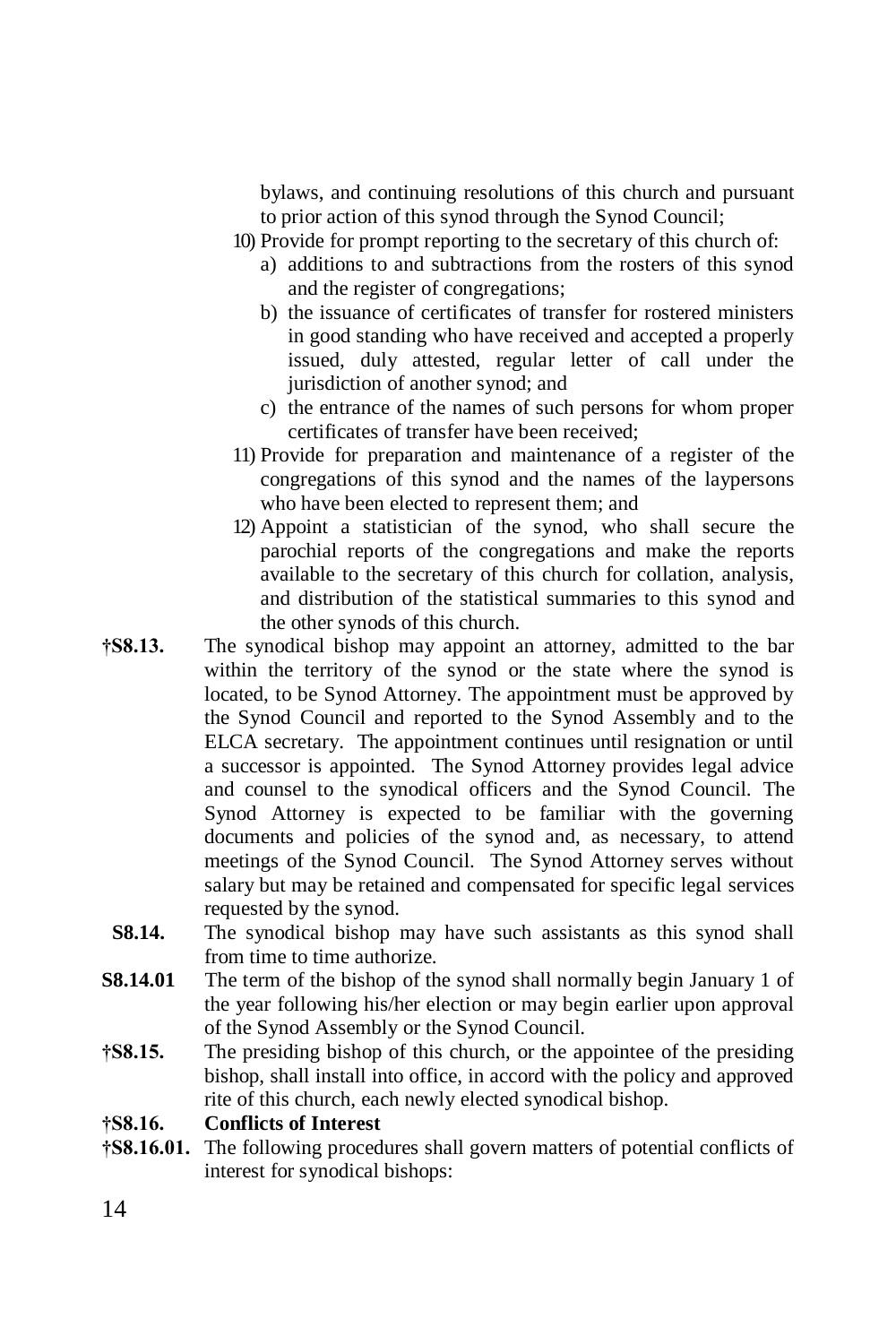bylaws, and continuing resolutions of this church and pursuant to prior action of this synod through the Synod Council;

10) Provide for prompt reporting to the secretary of this church of:
    a) additions to and subtractions from the rosters of this synod and the register of congregations;
    b) the issuance of certificates of transfer for rostered ministers in good standing who have received and accepted a properly issued, duly attested, regular letter of call under the jurisdiction of another synod; and
    c) the entrance of the names of such persons for whom proper certificates of transfer have been received;
11) Provide for preparation and maintenance of a register of the congregations of this synod and the names of the laypersons who have been elected to represent them; and
12) Appoint a statistician of the synod, who shall secure the parochial reports of the congregations and make the reports available to the secretary of this church for collation, analysis, and distribution of the statistical summaries to this synod and the other synods of this church.

**†S8.13.** The synodical bishop may appoint an attorney, admitted to the bar within the territory of the synod or the state where the synod is located, to be Synod Attorney. The appointment must be approved by the Synod Council and reported to the Synod Assembly and to the ELCA secretary. The appointment continues until resignation or until a successor is appointed. The Synod Attorney provides legal advice and counsel to the synodical officers and the Synod Council. The Synod Attorney is expected to be familiar with the governing documents and policies of the synod and, as necessary, to attend meetings of the Synod Council. The Synod Attorney serves without salary but may be retained and compensated for specific legal services requested by the synod.

**S8.14.** The synodical bishop may have such assistants as this synod shall from time to time authorize.

**S8.14.01** The term of the bishop of the synod shall normally begin January 1 of the year following his/her election or may begin earlier upon approval of the Synod Assembly or the Synod Council.

**†S8.15.** The presiding bishop of this church, or the appointee of the presiding bishop, shall install into office, in accord with the policy and approved rite of this church, each newly elected synodical bishop.

**†S8.16. Conflicts of Interest**

**†S8.16.01.** The following procedures shall govern matters of potential conflicts of interest for synodical bishops: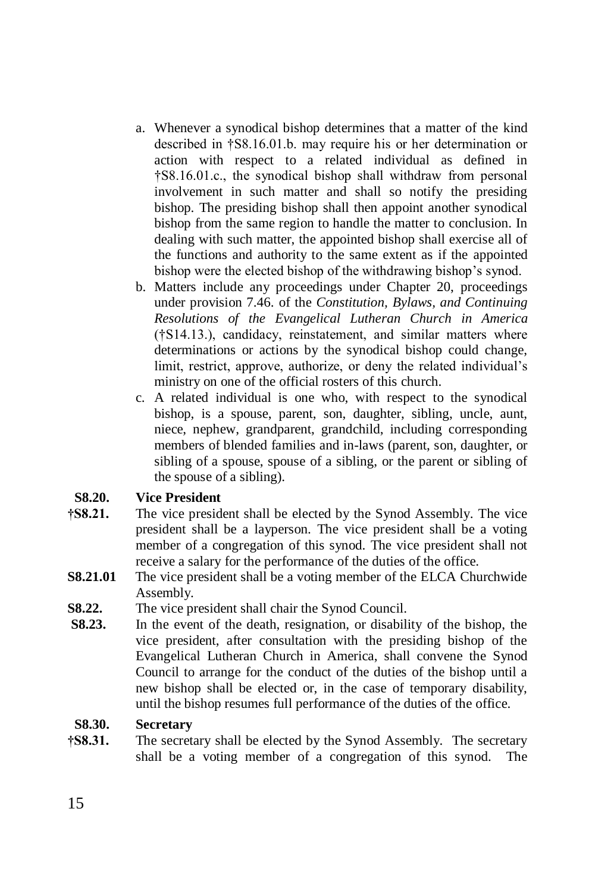a. Whenever a synodical bishop determines that a matter of the kind described in †S8.16.01.b. may require his or her determination or action with respect to a related individual as defined in †S8.16.01.c., the synodical bishop shall withdraw from personal involvement in such matter and shall so notify the presiding bishop. The presiding bishop shall then appoint another synodical bishop from the same region to handle the matter to conclusion. In dealing with such matter, the appointed bishop shall exercise all of the functions and authority to the same extent as if the appointed bishop were the elected bishop of the withdrawing bishop's synod.

b. Matters include any proceedings under Chapter 20, proceedings under provision 7.46. of the *Constitution, Bylaws, and Continuing Resolutions of the Evangelical Lutheran Church in America* (†S14.13.), candidacy, reinstatement, and similar matters where determinations or actions by the synodical bishop could change, limit, restrict, approve, authorize, or deny the related individual's ministry on one of the official rosters of this church.

c. A related individual is one who, with respect to the synodical bishop, is a spouse, parent, son, daughter, sibling, uncle, aunt, niece, nephew, grandparent, grandchild, including corresponding members of blended families and in-laws (parent, son, daughter, or sibling of a spouse, spouse of a sibling, or the parent or sibling of the spouse of a sibling).

**S8.20. Vice President**

**†S8.21.** The vice president shall be elected by the Synod Assembly. The vice president shall be a layperson. The vice president shall be a voting member of a congregation of this synod. The vice president shall not receive a salary for the performance of the duties of the office.

**S8.21.01** The vice president shall be a voting member of the ELCA Churchwide Assembly.

**S8.22.** The vice president shall chair the Synod Council.

**S8.23.** In the event of the death, resignation, or disability of the bishop, the vice president, after consultation with the presiding bishop of the Evangelical Lutheran Church in America, shall convene the Synod Council to arrange for the conduct of the duties of the bishop until a new bishop shall be elected or, in the case of temporary disability, until the bishop resumes full performance of the duties of the office.

**S8.30. Secretary**

**†S8.31.** The secretary shall be elected by the Synod Assembly. The secretary shall be a voting member of a congregation of this synod. The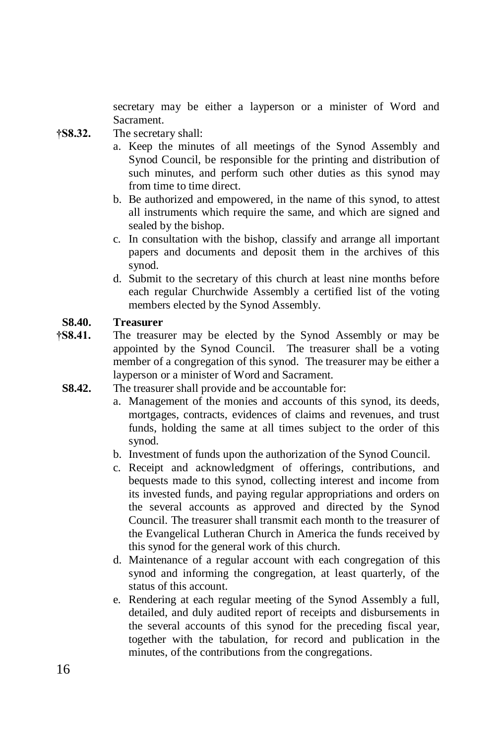secretary may be either a layperson or a minister of Word and Sacrament.

**†S8.32.** The secretary shall:

a. Keep the minutes of all meetings of the Synod Assembly and Synod Council, be responsible for the printing and distribution of such minutes, and perform such other duties as this synod may from time to time direct.
b. Be authorized and empowered, in the name of this synod, to attest all instruments which require the same, and which are signed and sealed by the bishop.
c. In consultation with the bishop, classify and arrange all important papers and documents and deposit them in the archives of this synod.
d. Submit to the secretary of this church at least nine months before each regular Churchwide Assembly a certified list of the voting members elected by the Synod Assembly.

**S8.40. Treasurer**

**†S8.41.** The treasurer may be elected by the Synod Assembly or may be appointed by the Synod Council. The treasurer shall be a voting member of a congregation of this synod. The treasurer may be either a layperson or a minister of Word and Sacrament.

**S8.42.** The treasurer shall provide and be accountable for:

a. Management of the monies and accounts of this synod, its deeds, mortgages, contracts, evidences of claims and revenues, and trust funds, holding the same at all times subject to the order of this synod.
b. Investment of funds upon the authorization of the Synod Council.
c. Receipt and acknowledgment of offerings, contributions, and bequests made to this synod, collecting interest and income from its invested funds, and paying regular appropriations and orders on the several accounts as approved and directed by the Synod Council. The treasurer shall transmit each month to the treasurer of the Evangelical Lutheran Church in America the funds received by this synod for the general work of this church.
d. Maintenance of a regular account with each congregation of this synod and informing the congregation, at least quarterly, of the status of this account.
e. Rendering at each regular meeting of the Synod Assembly a full, detailed, and duly audited report of receipts and disbursements in the several accounts of this synod for the preceding fiscal year, together with the tabulation, for record and publication in the minutes, of the contributions from the congregations.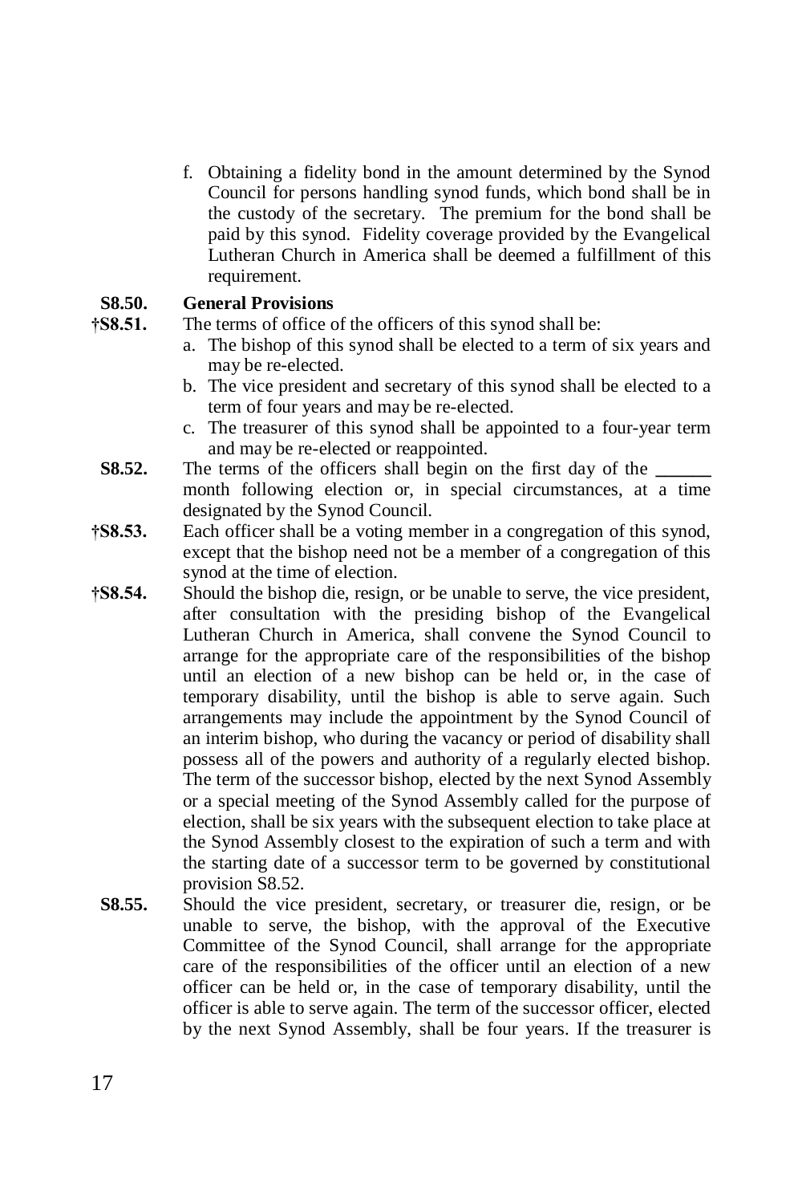f. Obtaining a fidelity bond in the amount determined by the Synod Council for persons handling synod funds, which bond shall be in the custody of the secretary. The premium for the bond shall be paid by this synod. Fidelity coverage provided by the Evangelical Lutheran Church in America shall be deemed a fulfillment of this requirement.

**S8.50. General Provisions**

**†S8.51.** The terms of office of the officers of this synod shall be:

a. The bishop of this synod shall be elected to a term of six years and may be re-elected.
b. The vice president and secretary of this synod shall be elected to a term of four years and may be re-elected.
c. The treasurer of this synod shall be appointed to a four-year term and may be re-elected or reappointed.

**S8.52.** The terms of the officers shall begin on the first day of the ______ month following election or, in special circumstances, at a time designated by the Synod Council.

**†S8.53.** Each officer shall be a voting member in a congregation of this synod, except that the bishop need not be a member of a congregation of this synod at the time of election.

**†S8.54.** Should the bishop die, resign, or be unable to serve, the vice president, after consultation with the presiding bishop of the Evangelical Lutheran Church in America, shall convene the Synod Council to arrange for the appropriate care of the responsibilities of the bishop until an election of a new bishop can be held or, in the case of temporary disability, until the bishop is able to serve again. Such arrangements may include the appointment by the Synod Council of an interim bishop, who during the vacancy or period of disability shall possess all of the powers and authority of a regularly elected bishop. The term of the successor bishop, elected by the next Synod Assembly or a special meeting of the Synod Assembly called for the purpose of election, shall be six years with the subsequent election to take place at the Synod Assembly closest to the expiration of such a term and with the starting date of a successor term to be governed by constitutional provision S8.52.

**S8.55.** Should the vice president, secretary, or treasurer die, resign, or be unable to serve, the bishop, with the approval of the Executive Committee of the Synod Council, shall arrange for the appropriate care of the responsibilities of the officer until an election of a new officer can be held or, in the case of temporary disability, until the officer is able to serve again. The term of the successor officer, elected by the next Synod Assembly, shall be four years. If the treasurer is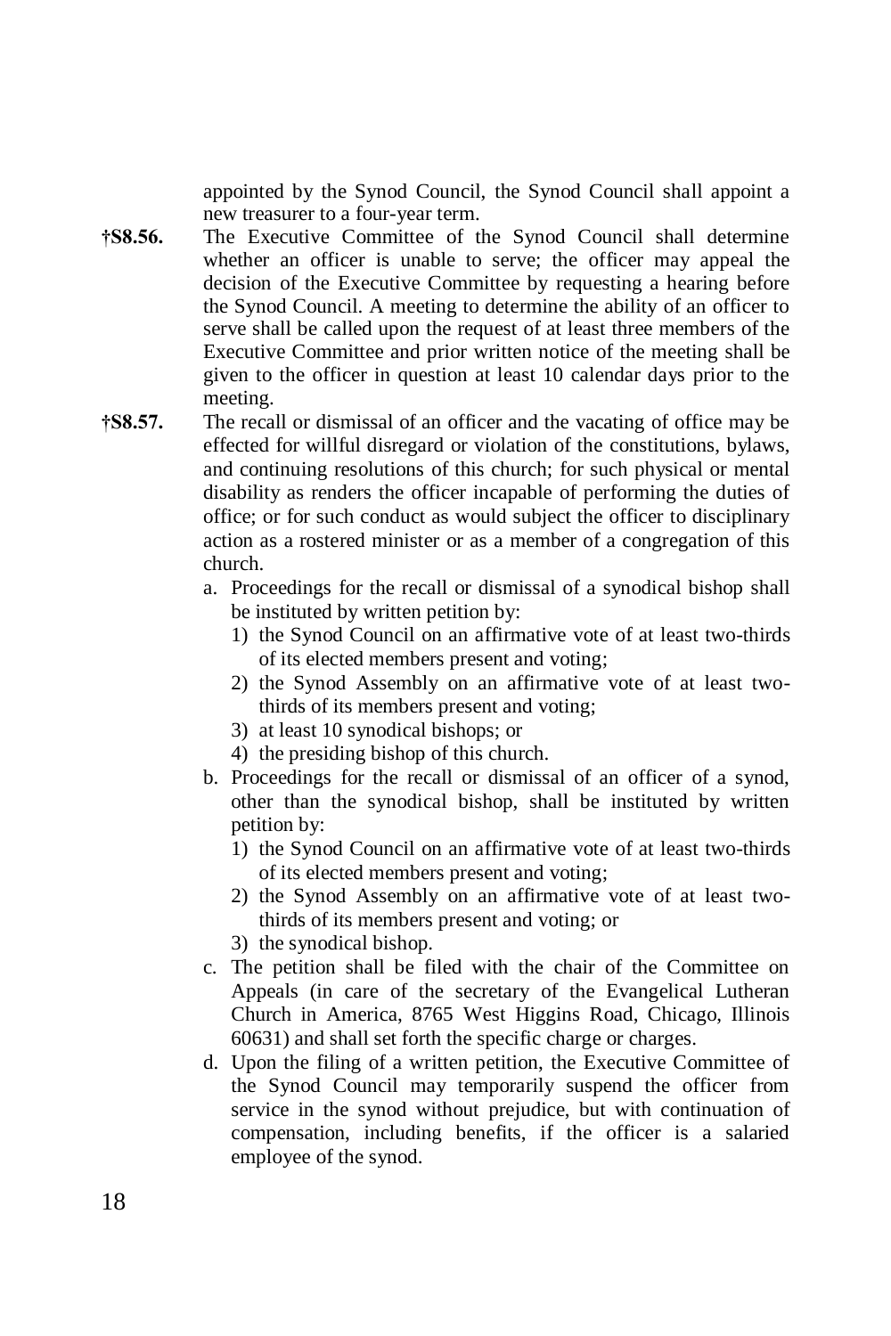appointed by the Synod Council, the Synod Council shall appoint a new treasurer to a four-year term.

**†S8.56.** The Executive Committee of the Synod Council shall determine whether an officer is unable to serve; the officer may appeal the decision of the Executive Committee by requesting a hearing before the Synod Council. A meeting to determine the ability of an officer to serve shall be called upon the request of at least three members of the Executive Committee and prior written notice of the meeting shall be given to the officer in question at least 10 calendar days prior to the meeting.

**†S8.57.** The recall or dismissal of an officer and the vacating of office may be effected for willful disregard or violation of the constitutions, bylaws, and continuing resolutions of this church; for such physical or mental disability as renders the officer incapable of performing the duties of office; or for such conduct as would subject the officer to disciplinary action as a rostered minister or as a member of a congregation of this church.

a. Proceedings for the recall or dismissal of a synodical bishop shall be instituted by written petition by:
   1) the Synod Council on an affirmative vote of at least two-thirds of its elected members present and voting;
   2) the Synod Assembly on an affirmative vote of at least two-thirds of its members present and voting;
   3) at least 10 synodical bishops; or
   4) the presiding bishop of this church.

b. Proceedings for the recall or dismissal of an officer of a synod, other than the synodical bishop, shall be instituted by written petition by:
   1) the Synod Council on an affirmative vote of at least two-thirds of its elected members present and voting;
   2) the Synod Assembly on an affirmative vote of at least two-thirds of its members present and voting; or
   3) the synodical bishop.

c. The petition shall be filed with the chair of the Committee on Appeals (in care of the secretary of the Evangelical Lutheran Church in America, 8765 West Higgins Road, Chicago, Illinois 60631) and shall set forth the specific charge or charges.

d. Upon the filing of a written petition, the Executive Committee of the Synod Council may temporarily suspend the officer from service in the synod without prejudice, but with continuation of compensation, including benefits, if the officer is a salaried employee of the synod.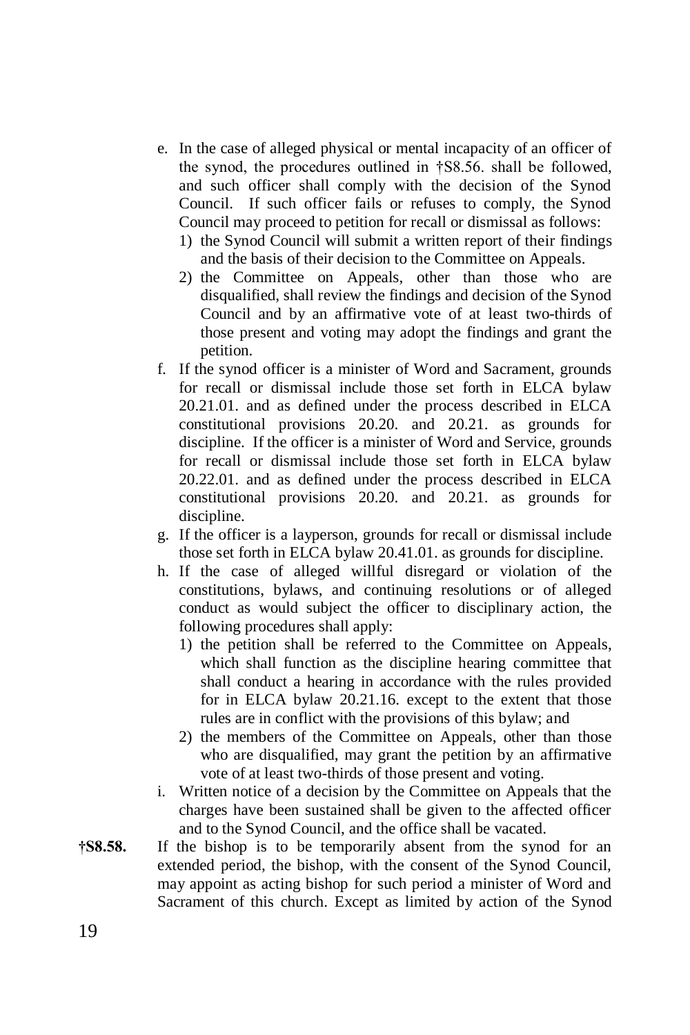e. In the case of alleged physical or mental incapacity of an officer of the synod, the procedures outlined in †S8.56. shall be followed, and such officer shall comply with the decision of the Synod Council. If such officer fails or refuses to comply, the Synod Council may proceed to petition for recall or dismissal as follows:
   1) the Synod Council will submit a written report of their findings and the basis of their decision to the Committee on Appeals.
   2) the Committee on Appeals, other than those who are disqualified, shall review the findings and decision of the Synod Council and by an affirmative vote of at least two-thirds of those present and voting may adopt the findings and grant the petition.
f. If the synod officer is a minister of Word and Sacrament, grounds for recall or dismissal include those set forth in ELCA bylaw 20.21.01. and as defined under the process described in ELCA constitutional provisions 20.20. and 20.21. as grounds for discipline. If the officer is a minister of Word and Service, grounds for recall or dismissal include those set forth in ELCA bylaw 20.22.01. and as defined under the process described in ELCA constitutional provisions 20.20. and 20.21. as grounds for discipline.
g. If the officer is a layperson, grounds for recall or dismissal include those set forth in ELCA bylaw 20.41.01. as grounds for discipline.
h. If the case of alleged willful disregard or violation of the constitutions, bylaws, and continuing resolutions or of alleged conduct as would subject the officer to disciplinary action, the following procedures shall apply:
   1) the petition shall be referred to the Committee on Appeals, which shall function as the discipline hearing committee that shall conduct a hearing in accordance with the rules provided for in ELCA bylaw 20.21.16. except to the extent that those rules are in conflict with the provisions of this bylaw; and
   2) the members of the Committee on Appeals, other than those who are disqualified, may grant the petition by an affirmative vote of at least two-thirds of those present and voting.
i. Written notice of a decision by the Committee on Appeals that the charges have been sustained shall be given to the affected officer and to the Synod Council, and the office shall be vacated.

**†S8.58.** If the bishop is to be temporarily absent from the synod for an extended period, the bishop, with the consent of the Synod Council, may appoint as acting bishop for such period a minister of Word and Sacrament of this church. Except as limited by action of the Synod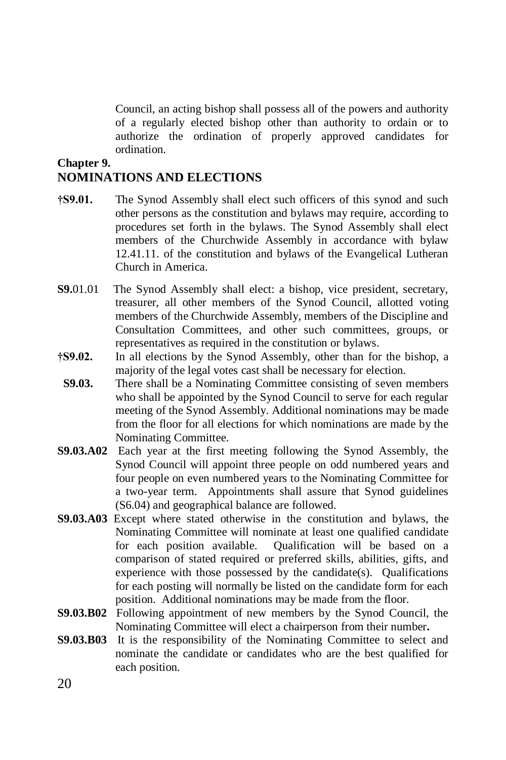Council, an acting bishop shall possess all of the powers and authority of a regularly elected bishop other than authority to ordain or to authorize the ordination of properly approved candidates for ordination.

## Chapter 9. NOMINATIONS AND ELECTIONS

**†S9.01.** The Synod Assembly shall elect such officers of this synod and such other persons as the constitution and bylaws may require, according to procedures set forth in the bylaws. The Synod Assembly shall elect members of the Churchwide Assembly in accordance with bylaw 12.41.11. of the constitution and bylaws of the Evangelical Lutheran Church in America.

**S9.**01.01 The Synod Assembly shall elect: a bishop, vice president, secretary, treasurer, all other members of the Synod Council, allotted voting members of the Churchwide Assembly, members of the Discipline and Consultation Committees, and other such committees, groups, or representatives as required in the constitution or bylaws.

**†S9.02.** In all elections by the Synod Assembly, other than for the bishop, a majority of the legal votes cast shall be necessary for election.

**S9.03.** There shall be a Nominating Committee consisting of seven members who shall be appointed by the Synod Council to serve for each regular meeting of the Synod Assembly. Additional nominations may be made from the floor for all elections for which nominations are made by the Nominating Committee.

**S9.03.A02** Each year at the first meeting following the Synod Assembly, the Synod Council will appoint three people on odd numbered years and four people on even numbered years to the Nominating Committee for a two-year term. Appointments shall assure that Synod guidelines (S6.04) and geographical balance are followed.

**S9.03.A03** Except where stated otherwise in the constitution and bylaws, the Nominating Committee will nominate at least one qualified candidate for each position available. Qualification will be based on a comparison of stated required or preferred skills, abilities, gifts, and experience with those possessed by the candidate(s). Qualifications for each posting will normally be listed on the candidate form for each position. Additional nominations may be made from the floor.

**S9.03.B02** Following appointment of new members by the Synod Council, the Nominating Committee will elect a chairperson from their number**.**

**S9.03.B03** It is the responsibility of the Nominating Committee to select and nominate the candidate or candidates who are the best qualified for each position.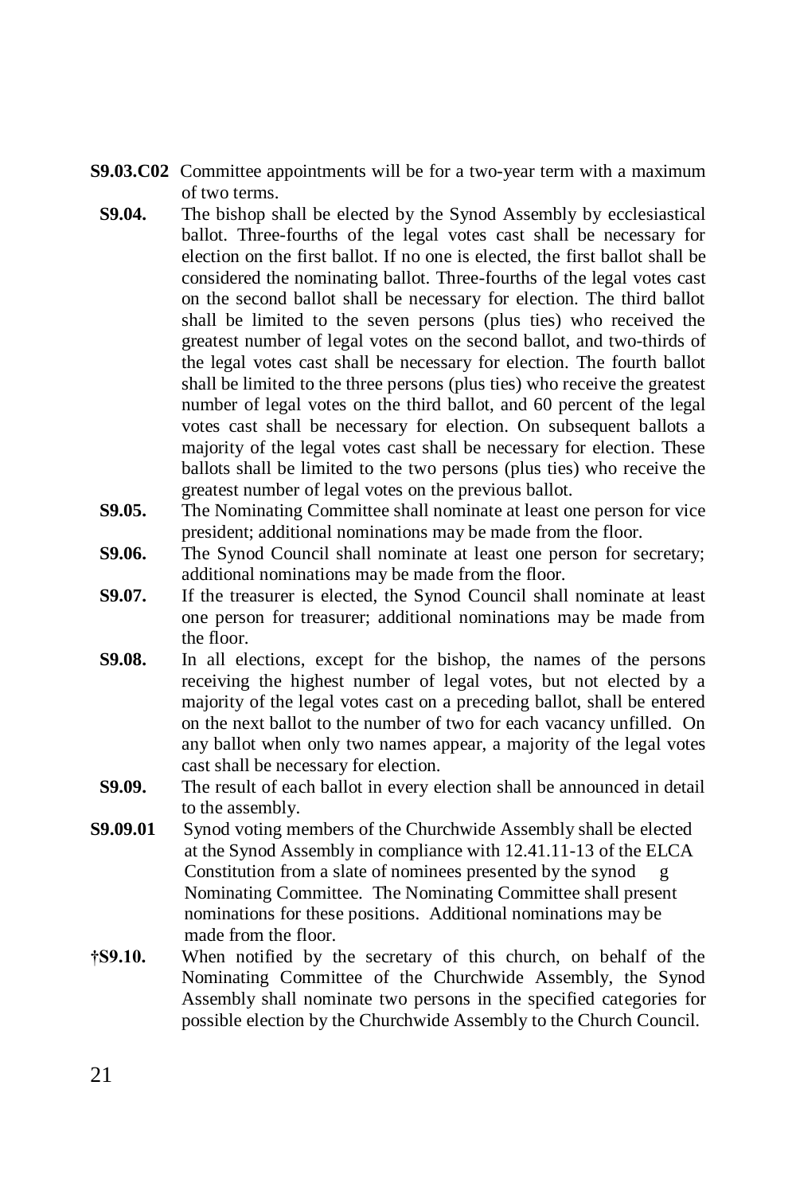**S9.03.C02** Committee appointments will be for a two-year term with a maximum of two terms.

**S9.04.** The bishop shall be elected by the Synod Assembly by ecclesiastical ballot. Three-fourths of the legal votes cast shall be necessary for election on the first ballot. If no one is elected, the first ballot shall be considered the nominating ballot. Three-fourths of the legal votes cast on the second ballot shall be necessary for election. The third ballot shall be limited to the seven persons (plus ties) who received the greatest number of legal votes on the second ballot, and two-thirds of the legal votes cast shall be necessary for election. The fourth ballot shall be limited to the three persons (plus ties) who receive the greatest number of legal votes on the third ballot, and 60 percent of the legal votes cast shall be necessary for election. On subsequent ballots a majority of the legal votes cast shall be necessary for election. These ballots shall be limited to the two persons (plus ties) who receive the greatest number of legal votes on the previous ballot.

**S9.05.** The Nominating Committee shall nominate at least one person for vice president; additional nominations may be made from the floor.

**S9.06.** The Synod Council shall nominate at least one person for secretary; additional nominations may be made from the floor.

**S9.07.** If the treasurer is elected, the Synod Council shall nominate at least one person for treasurer; additional nominations may be made from the floor.

**S9.08.** In all elections, except for the bishop, the names of the persons receiving the highest number of legal votes, but not elected by a majority of the legal votes cast on a preceding ballot, shall be entered on the next ballot to the number of two for each vacancy unfilled. On any ballot when only two names appear, a majority of the legal votes cast shall be necessary for election.

**S9.09.** The result of each ballot in every election shall be announced in detail to the assembly.

**S9.09.01** Synod voting members of the Churchwide Assembly shall be elected at the Synod Assembly in compliance with 12.41.11-13 of the ELCA Constitution from a slate of nominees presented by the synod g Nominating Committee. The Nominating Committee shall present nominations for these positions. Additional nominations may be made from the floor.

**†S9.10.** When notified by the secretary of this church, on behalf of the Nominating Committee of the Churchwide Assembly, the Synod Assembly shall nominate two persons in the specified categories for possible election by the Churchwide Assembly to the Church Council.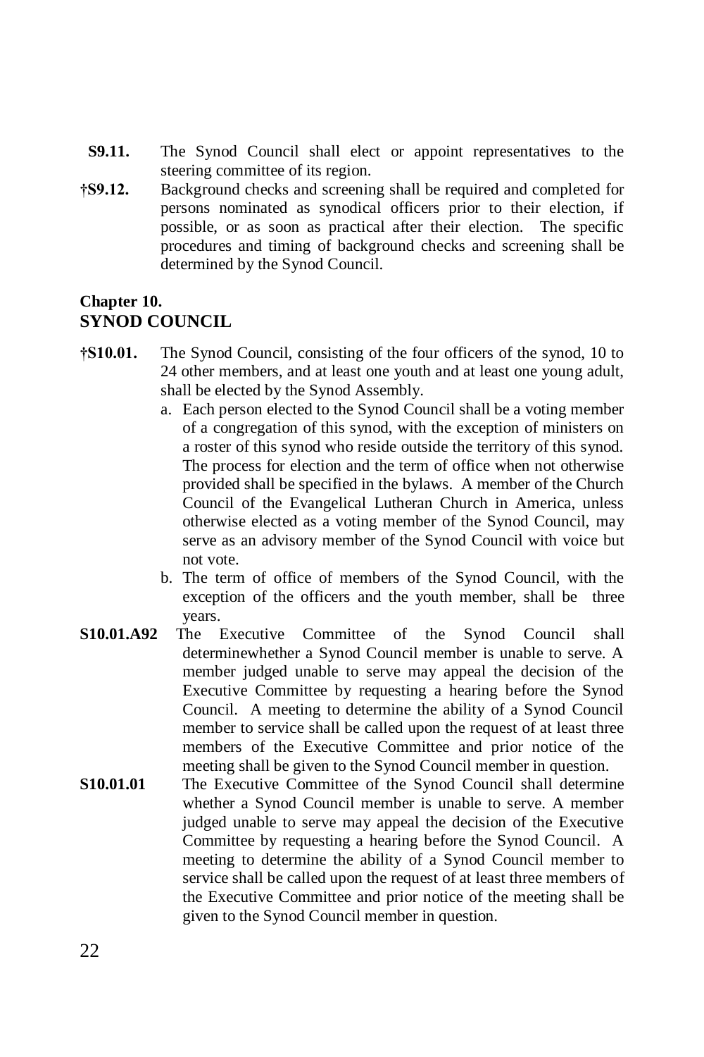**S9.11.** The Synod Council shall elect or appoint representatives to the steering committee of its region.

**†S9.12.** Background checks and screening shall be required and completed for persons nominated as synodical officers prior to their election, if possible, or as soon as practical after their election. The specific procedures and timing of background checks and screening shall be determined by the Synod Council.

## Chapter 10.
## SYNOD COUNCIL

**†S10.01.** The Synod Council, consisting of the four officers of the synod, 10 to 24 other members, and at least one youth and at least one young adult, shall be elected by the Synod Assembly.

a. Each person elected to the Synod Council shall be a voting member of a congregation of this synod, with the exception of ministers on a roster of this synod who reside outside the territory of this synod. The process for election and the term of office when not otherwise provided shall be specified in the bylaws. A member of the Church Council of the Evangelical Lutheran Church in America, unless otherwise elected as a voting member of the Synod Council, may serve as an advisory member of the Synod Council with voice but not vote.

b. The term of office of members of the Synod Council, with the exception of the officers and the youth member, shall be three years.

**S10.01.A92** The Executive Committee of the Synod Council shall determinewhether a Synod Council member is unable to serve. A member judged unable to serve may appeal the decision of the Executive Committee by requesting a hearing before the Synod Council. A meeting to determine the ability of a Synod Council member to service shall be called upon the request of at least three members of the Executive Committee and prior notice of the meeting shall be given to the Synod Council member in question.

**S10.01.01** The Executive Committee of the Synod Council shall determine whether a Synod Council member is unable to serve. A member judged unable to serve may appeal the decision of the Executive Committee by requesting a hearing before the Synod Council. A meeting to determine the ability of a Synod Council member to service shall be called upon the request of at least three members of the Executive Committee and prior notice of the meeting shall be given to the Synod Council member in question.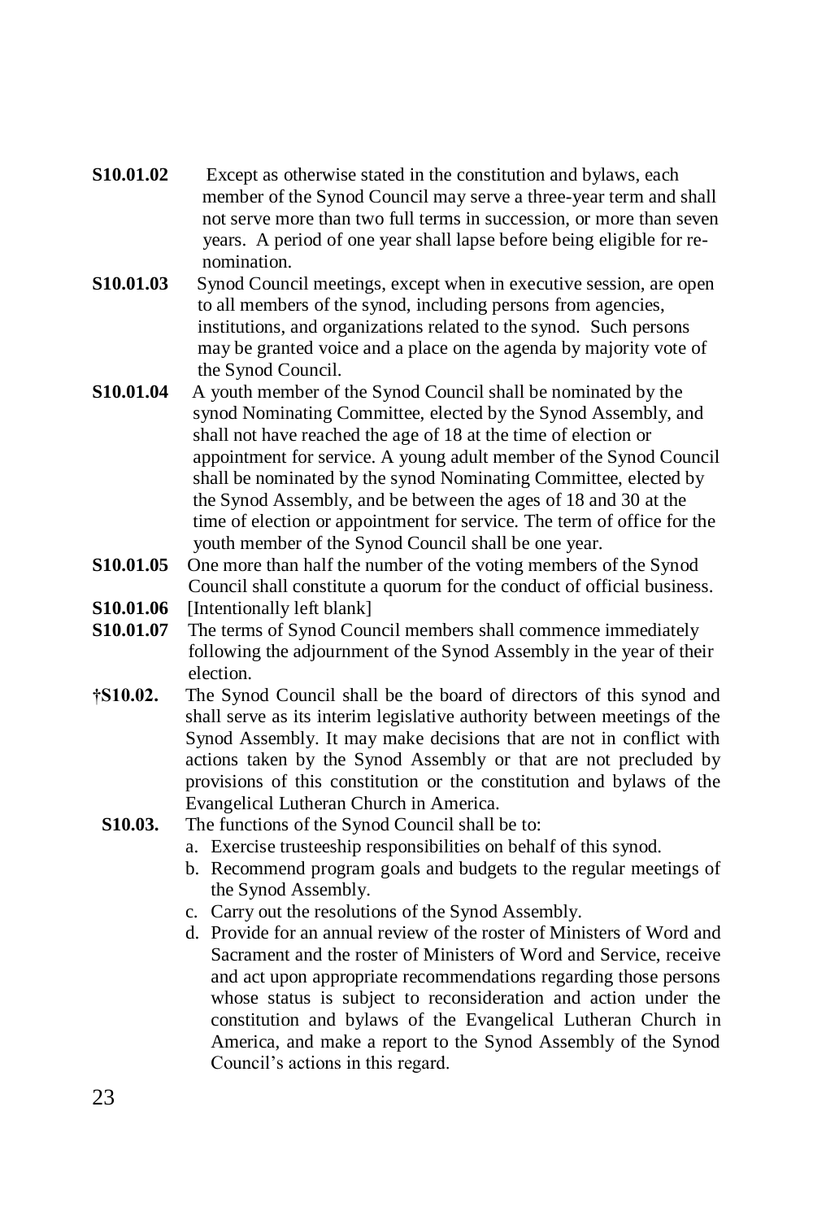**S10.01.02** Except as otherwise stated in the constitution and bylaws, each member of the Synod Council may serve a three-year term and shall not serve more than two full terms in succession, or more than seven years. A period of one year shall lapse before being eligible for re-nomination.

**S10.01.03** Synod Council meetings, except when in executive session, are open to all members of the synod, including persons from agencies, institutions, and organizations related to the synod. Such persons may be granted voice and a place on the agenda by majority vote of the Synod Council.

**S10.01.04** A youth member of the Synod Council shall be nominated by the synod Nominating Committee, elected by the Synod Assembly, and shall not have reached the age of 18 at the time of election or appointment for service. A young adult member of the Synod Council shall be nominated by the synod Nominating Committee, elected by the Synod Assembly, and be between the ages of 18 and 30 at the time of election or appointment for service. The term of office for the youth member of the Synod Council shall be one year.

**S10.01.05** One more than half the number of the voting members of the Synod Council shall constitute a quorum for the conduct of official business.

**S10.01.06** [Intentionally left blank]

**S10.01.07** The terms of Synod Council members shall commence immediately following the adjournment of the Synod Assembly in the year of their election.

**†S10.02.** The Synod Council shall be the board of directors of this synod and shall serve as its interim legislative authority between meetings of the Synod Assembly. It may make decisions that are not in conflict with actions taken by the Synod Assembly or that are not precluded by provisions of this constitution or the constitution and bylaws of the Evangelical Lutheran Church in America.

**S10.03.** The functions of the Synod Council shall be to:

a. Exercise trusteeship responsibilities on behalf of this synod.
b. Recommend program goals and budgets to the regular meetings of the Synod Assembly.
c. Carry out the resolutions of the Synod Assembly.
d. Provide for an annual review of the roster of Ministers of Word and Sacrament and the roster of Ministers of Word and Service, receive and act upon appropriate recommendations regarding those persons whose status is subject to reconsideration and action under the constitution and bylaws of the Evangelical Lutheran Church in America, and make a report to the Synod Assembly of the Synod Council's actions in this regard.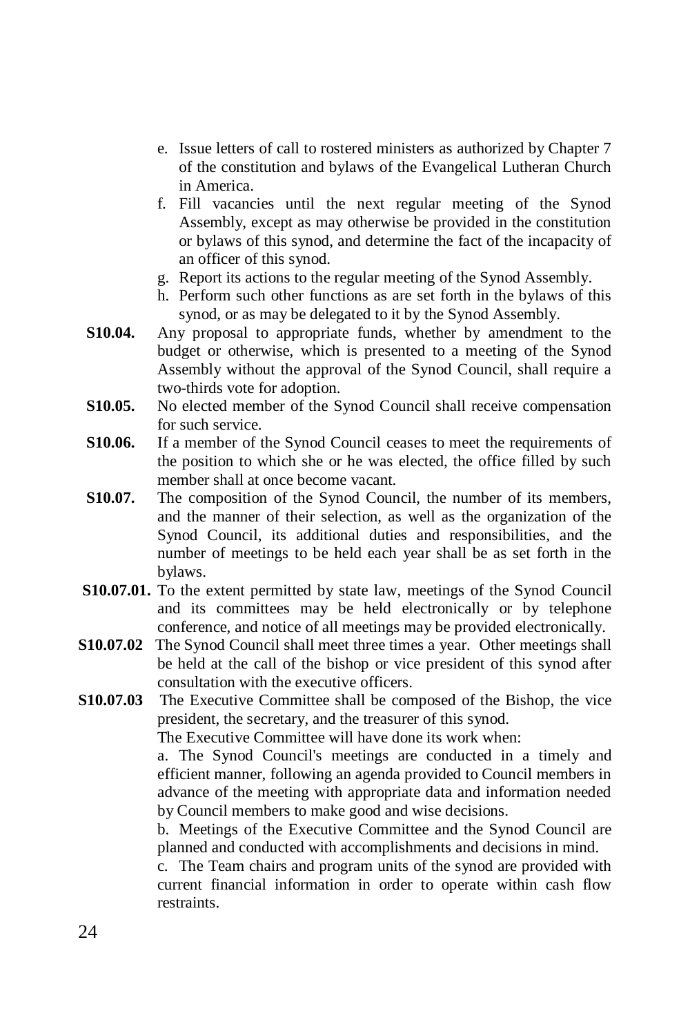e. Issue letters of call to rostered ministers as authorized by Chapter 7 of the constitution and bylaws of the Evangelical Lutheran Church in America.

f. Fill vacancies until the next regular meeting of the Synod Assembly, except as may otherwise be provided in the constitution or bylaws of this synod, and determine the fact of the incapacity of an officer of this synod.

g. Report its actions to the regular meeting of the Synod Assembly.

h. Perform such other functions as are set forth in the bylaws of this synod, or as may be delegated to it by the Synod Assembly.

**S10.04.** Any proposal to appropriate funds, whether by amendment to the budget or otherwise, which is presented to a meeting of the Synod Assembly without the approval of the Synod Council, shall require a two-thirds vote for adoption.

**S10.05.** No elected member of the Synod Council shall receive compensation for such service.

**S10.06.** If a member of the Synod Council ceases to meet the requirements of the position to which she or he was elected, the office filled by such member shall at once become vacant.

**S10.07.** The composition of the Synod Council, the number of its members, and the manner of their selection, as well as the organization of the Synod Council, its additional duties and responsibilities, and the number of meetings to be held each year shall be as set forth in the bylaws.

**S10.07.01.** To the extent permitted by state law, meetings of the Synod Council and its committees may be held electronically or by telephone conference, and notice of all meetings may be provided electronically.

**S10.07.02** The Synod Council shall meet three times a year. Other meetings shall be held at the call of the bishop or vice president of this synod after consultation with the executive officers.

**S10.07.03** The Executive Committee shall be composed of the Bishop, the vice president, the secretary, and the treasurer of this synod.

The Executive Committee will have done its work when:

a. The Synod Council's meetings are conducted in a timely and efficient manner, following an agenda provided to Council members in advance of the meeting with appropriate data and information needed by Council members to make good and wise decisions.

b. Meetings of the Executive Committee and the Synod Council are planned and conducted with accomplishments and decisions in mind.

c. The Team chairs and program units of the synod are provided with current financial information in order to operate within cash flow restraints.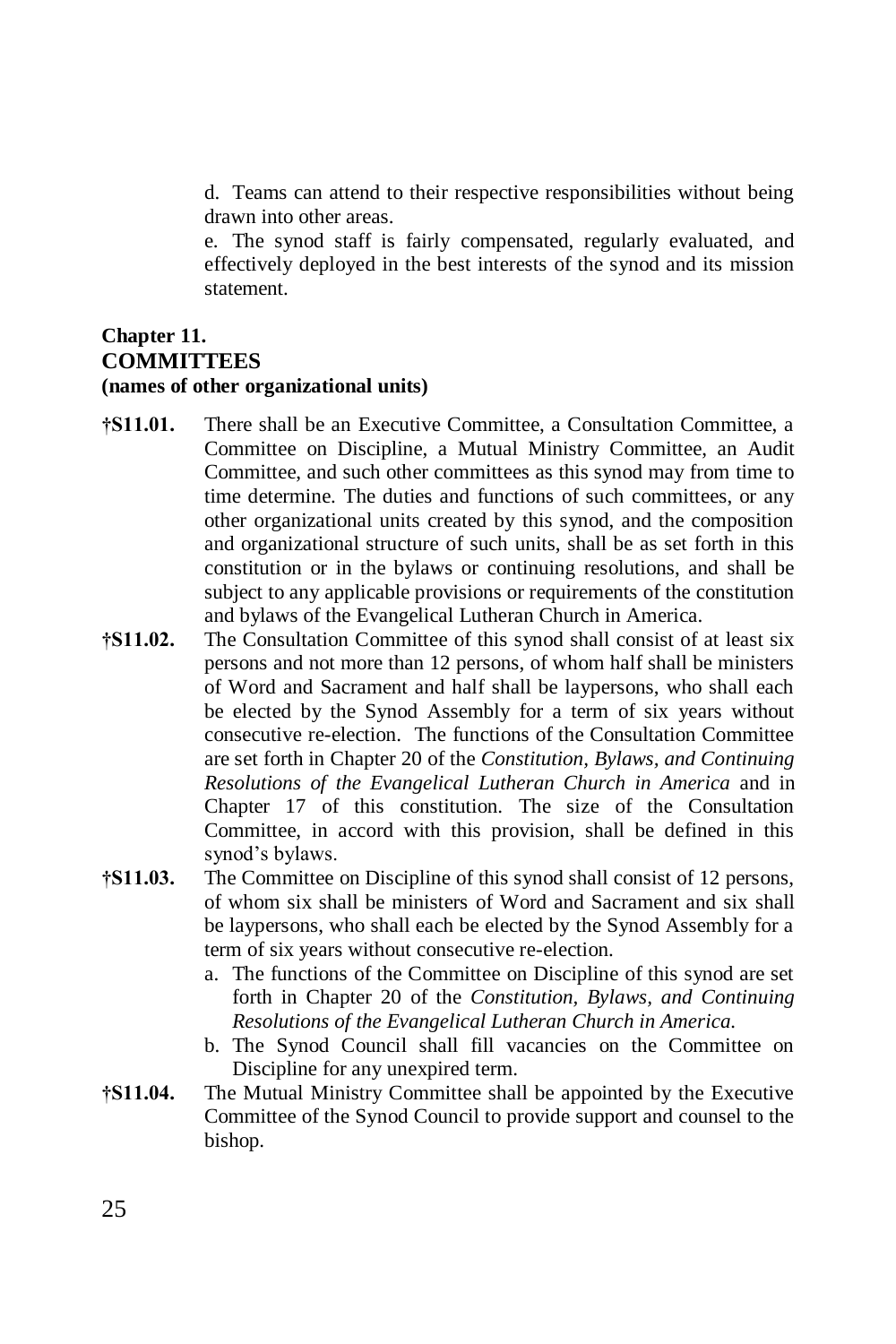d. Teams can attend to their respective responsibilities without being drawn into other areas.

e. The synod staff is fairly compensated, regularly evaluated, and effectively deployed in the best interests of the synod and its mission statement.

## Chapter 11.
## COMMITTEES
**(names of other organizational units)**

**†S11.01.** There shall be an Executive Committee, a Consultation Committee, a Committee on Discipline, a Mutual Ministry Committee, an Audit Committee, and such other committees as this synod may from time to time determine. The duties and functions of such committees, or any other organizational units created by this synod, and the composition and organizational structure of such units, shall be as set forth in this constitution or in the bylaws or continuing resolutions, and shall be subject to any applicable provisions or requirements of the constitution and bylaws of the Evangelical Lutheran Church in America.

**†S11.02.** The Consultation Committee of this synod shall consist of at least six persons and not more than 12 persons, of whom half shall be ministers of Word and Sacrament and half shall be laypersons, who shall each be elected by the Synod Assembly for a term of six years without consecutive re-election. The functions of the Consultation Committee are set forth in Chapter 20 of the *Constitution, Bylaws, and Continuing Resolutions of the Evangelical Lutheran Church in America* and in Chapter 17 of this constitution. The size of the Consultation Committee, in accord with this provision, shall be defined in this synod's bylaws.

**†S11.03.** The Committee on Discipline of this synod shall consist of 12 persons, of whom six shall be ministers of Word and Sacrament and six shall be laypersons, who shall each be elected by the Synod Assembly for a term of six years without consecutive re-election.

a. The functions of the Committee on Discipline of this synod are set forth in Chapter 20 of the *Constitution, Bylaws, and Continuing Resolutions of the Evangelical Lutheran Church in America.*

b. The Synod Council shall fill vacancies on the Committee on Discipline for any unexpired term.

**†S11.04.** The Mutual Ministry Committee shall be appointed by the Executive Committee of the Synod Council to provide support and counsel to the bishop.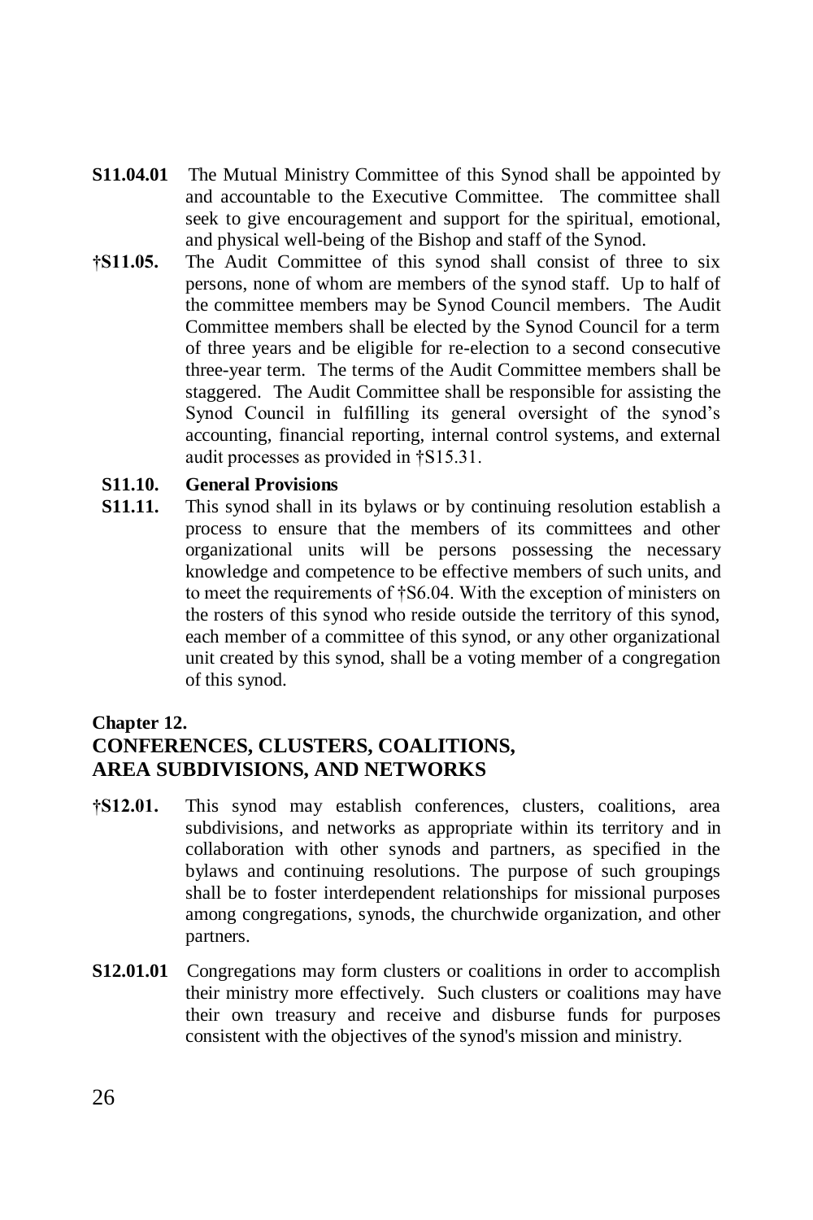**S11.04.01** The Mutual Ministry Committee of this Synod shall be appointed by and accountable to the Executive Committee. The committee shall seek to give encouragement and support for the spiritual, emotional, and physical well-being of the Bishop and staff of the Synod.

**†S11.05.** The Audit Committee of this synod shall consist of three to six persons, none of whom are members of the synod staff. Up to half of the committee members may be Synod Council members. The Audit Committee members shall be elected by the Synod Council for a term of three years and be eligible for re-election to a second consecutive three-year term. The terms of the Audit Committee members shall be staggered. The Audit Committee shall be responsible for assisting the Synod Council in fulfilling its general oversight of the synod's accounting, financial reporting, internal control systems, and external audit processes as provided in †S15.31.

**S11.10. General Provisions**

**S11.11.** This synod shall in its bylaws or by continuing resolution establish a process to ensure that the members of its committees and other organizational units will be persons possessing the necessary knowledge and competence to be effective members of such units, and to meet the requirements of †S6.04. With the exception of ministers on the rosters of this synod who reside outside the territory of this synod, each member of a committee of this synod, or any other organizational unit created by this synod, shall be a voting member of a congregation of this synod.

## Chapter 12.
## CONFERENCES, CLUSTERS, COALITIONS, AREA SUBDIVISIONS, AND NETWORKS

**†S12.01.** This synod may establish conferences, clusters, coalitions, area subdivisions, and networks as appropriate within its territory and in collaboration with other synods and partners, as specified in the bylaws and continuing resolutions. The purpose of such groupings shall be to foster interdependent relationships for missional purposes among congregations, synods, the churchwide organization, and other partners.

**S12.01.01** Congregations may form clusters or coalitions in order to accomplish their ministry more effectively. Such clusters or coalitions may have their own treasury and receive and disburse funds for purposes consistent with the objectives of the synod's mission and ministry.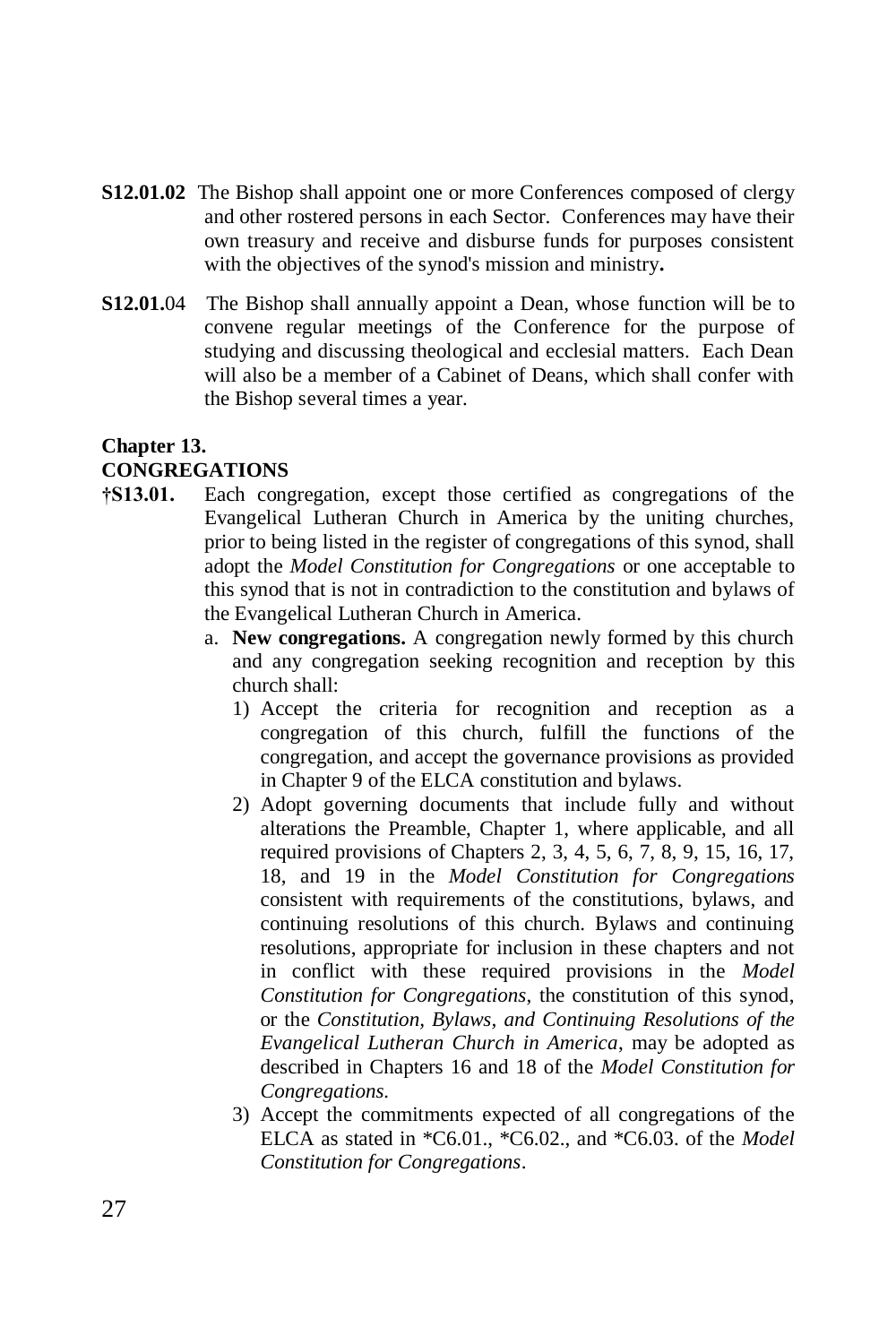**S12.01.02** The Bishop shall appoint one or more Conferences composed of clergy and other rostered persons in each Sector. Conferences may have their own treasury and receive and disburse funds for purposes consistent with the objectives of the synod's mission and ministry**.**

**S12.01.**04 The Bishop shall annually appoint a Dean, whose function will be to convene regular meetings of the Conference for the purpose of studying and discussing theological and ecclesial matters. Each Dean will also be a member of a Cabinet of Deans, which shall confer with the Bishop several times a year.

## Chapter 13.
## CONGREGATIONS

**†S13.01.** Each congregation, except those certified as congregations of the Evangelical Lutheran Church in America by the uniting churches, prior to being listed in the register of congregations of this synod, shall adopt the *Model Constitution for Congregations* or one acceptable to this synod that is not in contradiction to the constitution and bylaws of the Evangelical Lutheran Church in America.

a. **New congregations.** A congregation newly formed by this church and any congregation seeking recognition and reception by this church shall:
   1) Accept the criteria for recognition and reception as a congregation of this church, fulfill the functions of the congregation, and accept the governance provisions as provided in Chapter 9 of the ELCA constitution and bylaws.
   2) Adopt governing documents that include fully and without alterations the Preamble, Chapter 1, where applicable, and all required provisions of Chapters 2, 3, 4, 5, 6, 7, 8, 9, 15, 16, 17, 18, and 19 in the *Model Constitution for Congregations* consistent with requirements of the constitutions, bylaws, and continuing resolutions of this church. Bylaws and continuing resolutions, appropriate for inclusion in these chapters and not in conflict with these required provisions in the *Model Constitution for Congregations*, the constitution of this synod, or the *Constitution, Bylaws, and Continuing Resolutions of the Evangelical Lutheran Church in America*, may be adopted as described in Chapters 16 and 18 of the *Model Constitution for Congregations.*
   3) Accept the commitments expected of all congregations of the ELCA as stated in *C6.01., *C6.02., and *C6.03. of the *Model Constitution for Congregations*.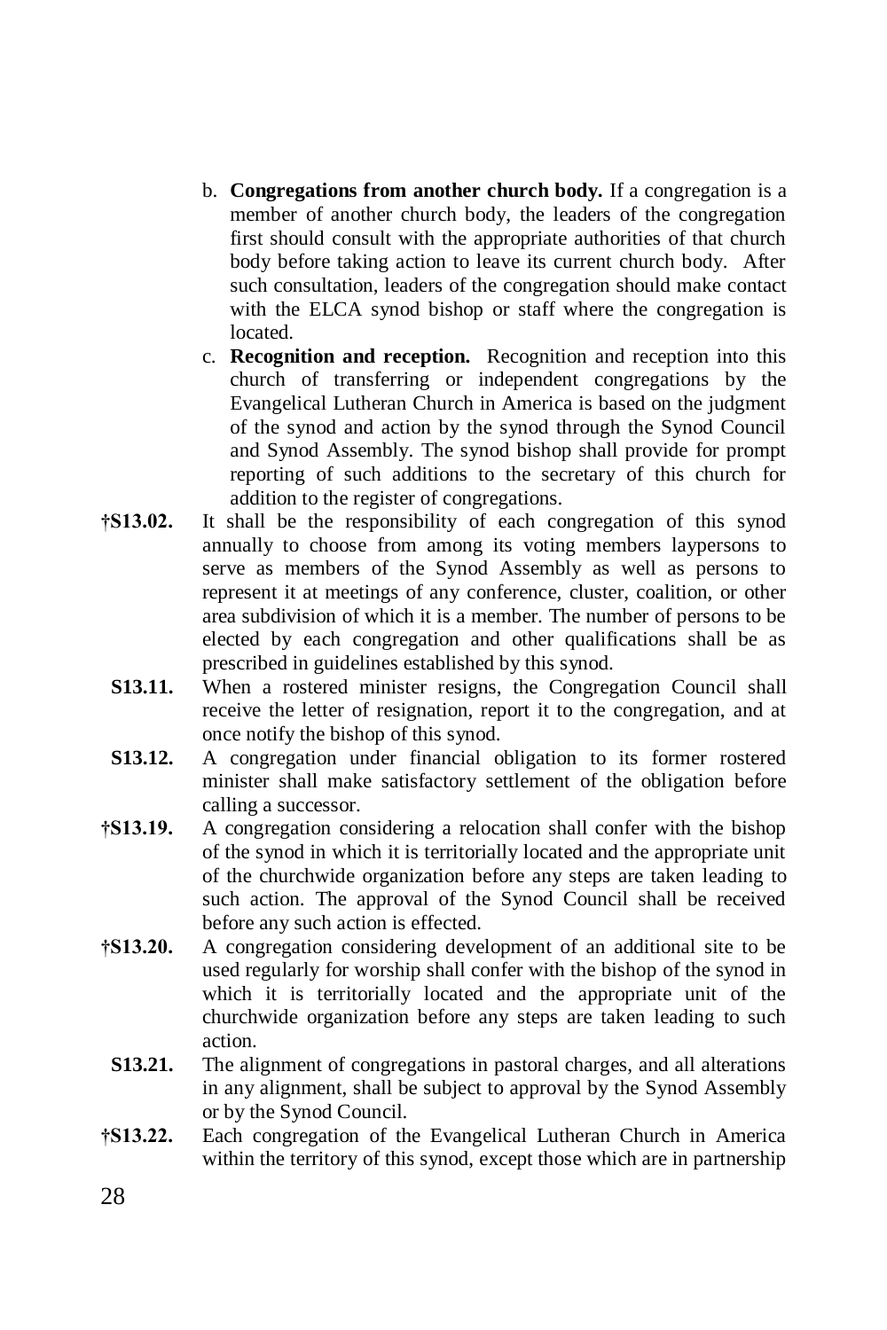b. **Congregations from another church body.** If a congregation is a member of another church body, the leaders of the congregation first should consult with the appropriate authorities of that church body before taking action to leave its current church body. After such consultation, leaders of the congregation should make contact with the ELCA synod bishop or staff where the congregation is located.

c. **Recognition and reception.** Recognition and reception into this church of transferring or independent congregations by the Evangelical Lutheran Church in America is based on the judgment of the synod and action by the synod through the Synod Council and Synod Assembly. The synod bishop shall provide for prompt reporting of such additions to the secretary of this church for addition to the register of congregations.

**†S13.02.** It shall be the responsibility of each congregation of this synod annually to choose from among its voting members laypersons to serve as members of the Synod Assembly as well as persons to represent it at meetings of any conference, cluster, coalition, or other area subdivision of which it is a member. The number of persons to be elected by each congregation and other qualifications shall be as prescribed in guidelines established by this synod.

**S13.11.** When a rostered minister resigns, the Congregation Council shall receive the letter of resignation, report it to the congregation, and at once notify the bishop of this synod.

**S13.12.** A congregation under financial obligation to its former rostered minister shall make satisfactory settlement of the obligation before calling a successor.

**†S13.19.** A congregation considering a relocation shall confer with the bishop of the synod in which it is territorially located and the appropriate unit of the churchwide organization before any steps are taken leading to such action. The approval of the Synod Council shall be received before any such action is effected.

**†S13.20.** A congregation considering development of an additional site to be used regularly for worship shall confer with the bishop of the synod in which it is territorially located and the appropriate unit of the churchwide organization before any steps are taken leading to such action.

**S13.21.** The alignment of congregations in pastoral charges, and all alterations in any alignment, shall be subject to approval by the Synod Assembly or by the Synod Council.

**†S13.22.** Each congregation of the Evangelical Lutheran Church in America within the territory of this synod, except those which are in partnership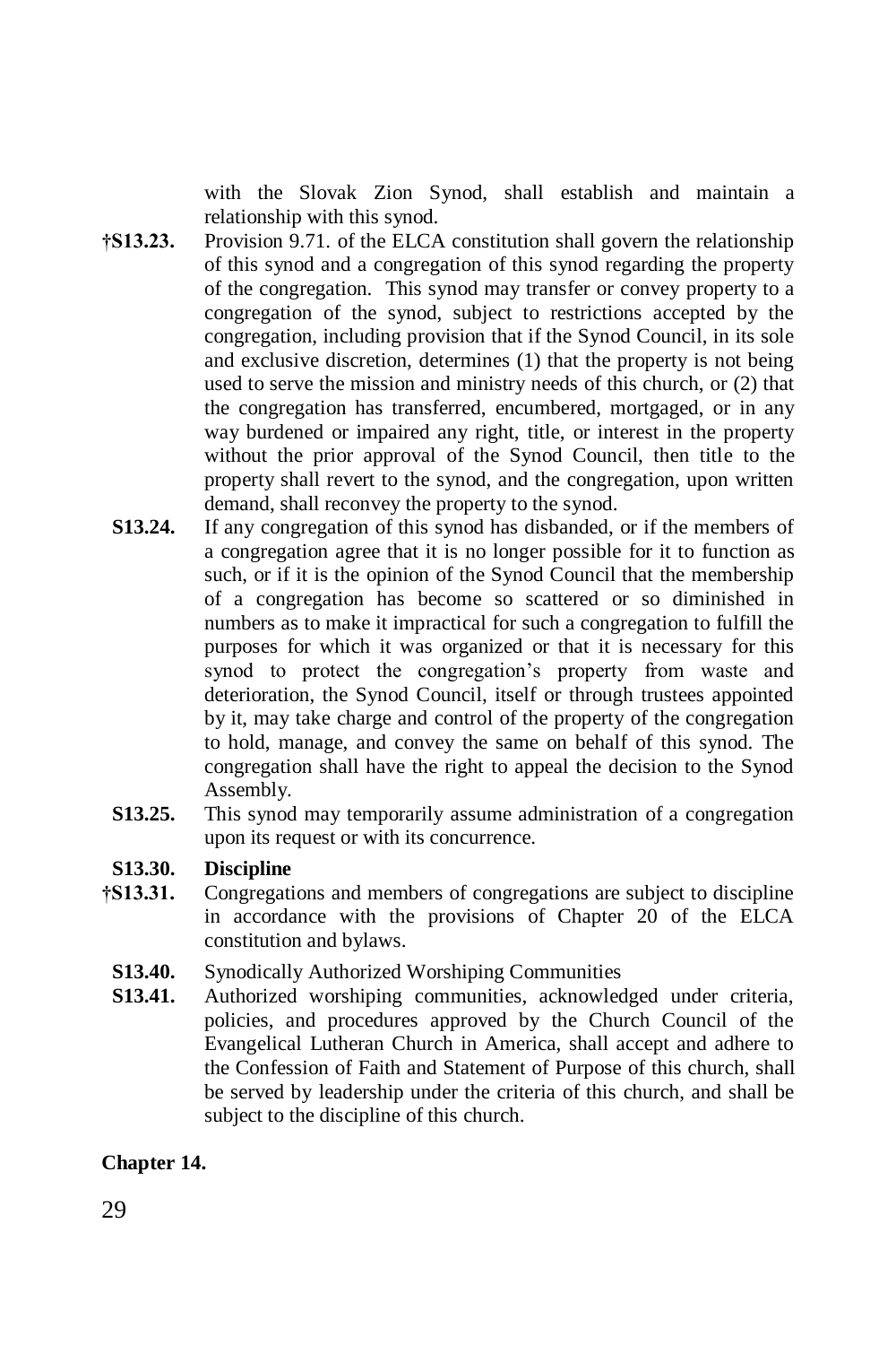with the Slovak Zion Synod, shall establish and maintain a relationship with this synod.

**†S13.23.** Provision 9.71. of the ELCA constitution shall govern the relationship of this synod and a congregation of this synod regarding the property of the congregation. This synod may transfer or convey property to a congregation of the synod, subject to restrictions accepted by the congregation, including provision that if the Synod Council, in its sole and exclusive discretion, determines (1) that the property is not being used to serve the mission and ministry needs of this church, or (2) that the congregation has transferred, encumbered, mortgaged, or in any way burdened or impaired any right, title, or interest in the property without the prior approval of the Synod Council, then title to the property shall revert to the synod, and the congregation, upon written demand, shall reconvey the property to the synod.

**S13.24.** If any congregation of this synod has disbanded, or if the members of a congregation agree that it is no longer possible for it to function as such, or if it is the opinion of the Synod Council that the membership of a congregation has become so scattered or so diminished in numbers as to make it impractical for such a congregation to fulfill the purposes for which it was organized or that it is necessary for this synod to protect the congregation's property from waste and deterioration, the Synod Council, itself or through trustees appointed by it, may take charge and control of the property of the congregation to hold, manage, and convey the same on behalf of this synod. The congregation shall have the right to appeal the decision to the Synod Assembly.

**S13.25.** This synod may temporarily assume administration of a congregation upon its request or with its concurrence.

**S13.30. Discipline**

**†S13.31.** Congregations and members of congregations are subject to discipline in accordance with the provisions of Chapter 20 of the ELCA constitution and bylaws.

**S13.40.** Synodically Authorized Worshiping Communities

**S13.41.** Authorized worshiping communities, acknowledged under criteria, policies, and procedures approved by the Church Council of the Evangelical Lutheran Church in America, shall accept and adhere to the Confession of Faith and Statement of Purpose of this church, shall be served by leadership under the criteria of this church, and shall be subject to the discipline of this church.

**Chapter 14.**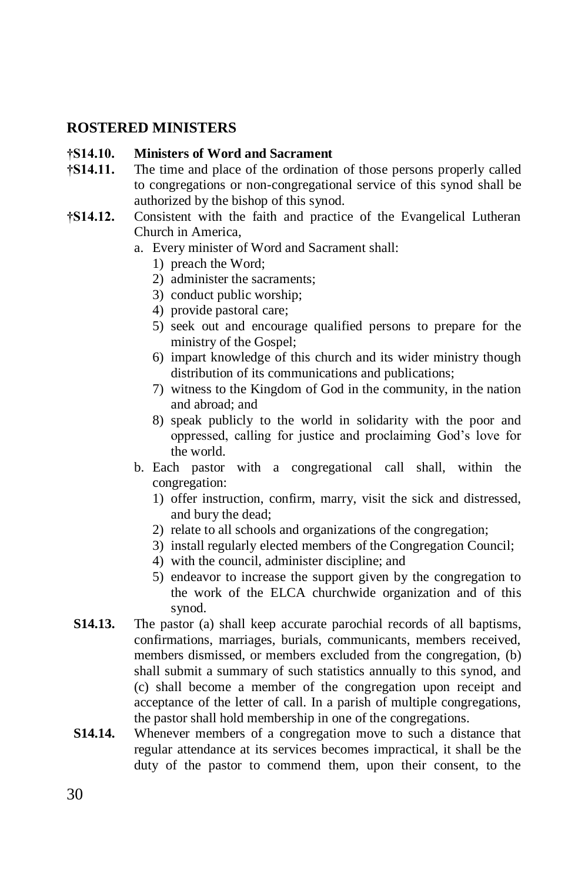## ROSTERED MINISTERS

**†S14.10.** **Ministers of Word and Sacrament**

**†S14.11.** The time and place of the ordination of those persons properly called to congregations or non-congregational service of this synod shall be authorized by the bishop of this synod.

**†S14.12.** Consistent with the faith and practice of the Evangelical Lutheran Church in America,

a. Every minister of Word and Sacrament shall:
   1) preach the Word;
   2) administer the sacraments;
   3) conduct public worship;
   4) provide pastoral care;
   5) seek out and encourage qualified persons to prepare for the ministry of the Gospel;
   6) impart knowledge of this church and its wider ministry though distribution of its communications and publications;
   7) witness to the Kingdom of God in the community, in the nation and abroad; and
   8) speak publicly to the world in solidarity with the poor and oppressed, calling for justice and proclaiming God's love for the world.

b. Each pastor with a congregational call shall, within the congregation:
   1) offer instruction, confirm, marry, visit the sick and distressed, and bury the dead;
   2) relate to all schools and organizations of the congregation;
   3) install regularly elected members of the Congregation Council;
   4) with the council, administer discipline; and
   5) endeavor to increase the support given by the congregation to the work of the ELCA churchwide organization and of this synod.

**S14.13.** The pastor (a) shall keep accurate parochial records of all baptisms, confirmations, marriages, burials, communicants, members received, members dismissed, or members excluded from the congregation, (b) shall submit a summary of such statistics annually to this synod, and (c) shall become a member of the congregation upon receipt and acceptance of the letter of call. In a parish of multiple congregations, the pastor shall hold membership in one of the congregations.

**S14.14.** Whenever members of a congregation move to such a distance that regular attendance at its services becomes impractical, it shall be the duty of the pastor to commend them, upon their consent, to the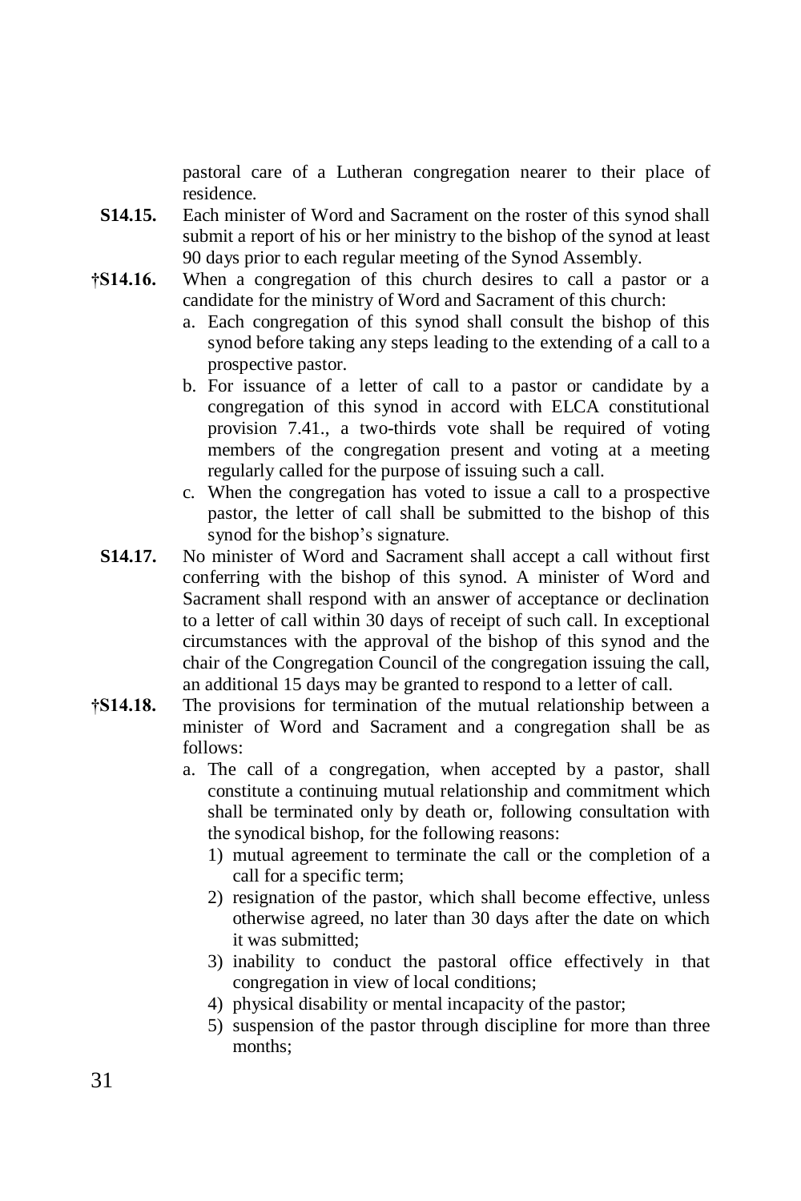pastoral care of a Lutheran congregation nearer to their place of residence.

**S14.15.** Each minister of Word and Sacrament on the roster of this synod shall submit a report of his or her ministry to the bishop of the synod at least 90 days prior to each regular meeting of the Synod Assembly.

**†S14.16.** When a congregation of this church desires to call a pastor or a candidate for the ministry of Word and Sacrament of this church:

a. Each congregation of this synod shall consult the bishop of this synod before taking any steps leading to the extending of a call to a prospective pastor.

b. For issuance of a letter of call to a pastor or candidate by a congregation of this synod in accord with ELCA constitutional provision 7.41., a two-thirds vote shall be required of voting members of the congregation present and voting at a meeting regularly called for the purpose of issuing such a call.

c. When the congregation has voted to issue a call to a prospective pastor, the letter of call shall be submitted to the bishop of this synod for the bishop's signature.

**S14.17.** No minister of Word and Sacrament shall accept a call without first conferring with the bishop of this synod. A minister of Word and Sacrament shall respond with an answer of acceptance or declination to a letter of call within 30 days of receipt of such call. In exceptional circumstances with the approval of the bishop of this synod and the chair of the Congregation Council of the congregation issuing the call, an additional 15 days may be granted to respond to a letter of call.

**†S14.18.** The provisions for termination of the mutual relationship between a minister of Word and Sacrament and a congregation shall be as follows:

a. The call of a congregation, when accepted by a pastor, shall constitute a continuing mutual relationship and commitment which shall be terminated only by death or, following consultation with the synodical bishop, for the following reasons:

   1) mutual agreement to terminate the call or the completion of a call for a specific term;
   2) resignation of the pastor, which shall become effective, unless otherwise agreed, no later than 30 days after the date on which it was submitted;
   3) inability to conduct the pastoral office effectively in that congregation in view of local conditions;
   4) physical disability or mental incapacity of the pastor;
   5) suspension of the pastor through discipline for more than three months;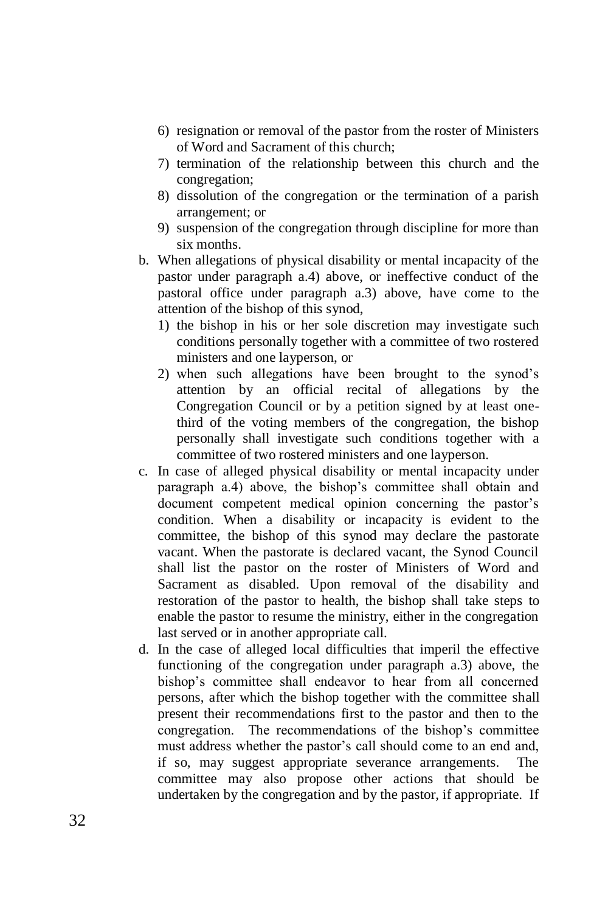6) resignation or removal of the pastor from the roster of Ministers of Word and Sacrament of this church;
7) termination of the relationship between this church and the congregation;
8) dissolution of the congregation or the termination of a parish arrangement; or
9) suspension of the congregation through discipline for more than six months.

b. When allegations of physical disability or mental incapacity of the pastor under paragraph a.4) above, or ineffective conduct of the pastoral office under paragraph a.3) above, have come to the attention of the bishop of this synod,
   1) the bishop in his or her sole discretion may investigate such conditions personally together with a committee of two rostered ministers and one layperson, or
   2) when such allegations have been brought to the synod's attention by an official recital of allegations by the Congregation Council or by a petition signed by at least one-third of the voting members of the congregation, the bishop personally shall investigate such conditions together with a committee of two rostered ministers and one layperson.

c. In case of alleged physical disability or mental incapacity under paragraph a.4) above, the bishop's committee shall obtain and document competent medical opinion concerning the pastor's condition. When a disability or incapacity is evident to the committee, the bishop of this synod may declare the pastorate vacant. When the pastorate is declared vacant, the Synod Council shall list the pastor on the roster of Ministers of Word and Sacrament as disabled. Upon removal of the disability and restoration of the pastor to health, the bishop shall take steps to enable the pastor to resume the ministry, either in the congregation last served or in another appropriate call.

d. In the case of alleged local difficulties that imperil the effective functioning of the congregation under paragraph a.3) above, the bishop's committee shall endeavor to hear from all concerned persons, after which the bishop together with the committee shall present their recommendations first to the pastor and then to the congregation. The recommendations of the bishop's committee must address whether the pastor's call should come to an end and, if so, may suggest appropriate severance arrangements. The committee may also propose other actions that should be undertaken by the congregation and by the pastor, if appropriate. If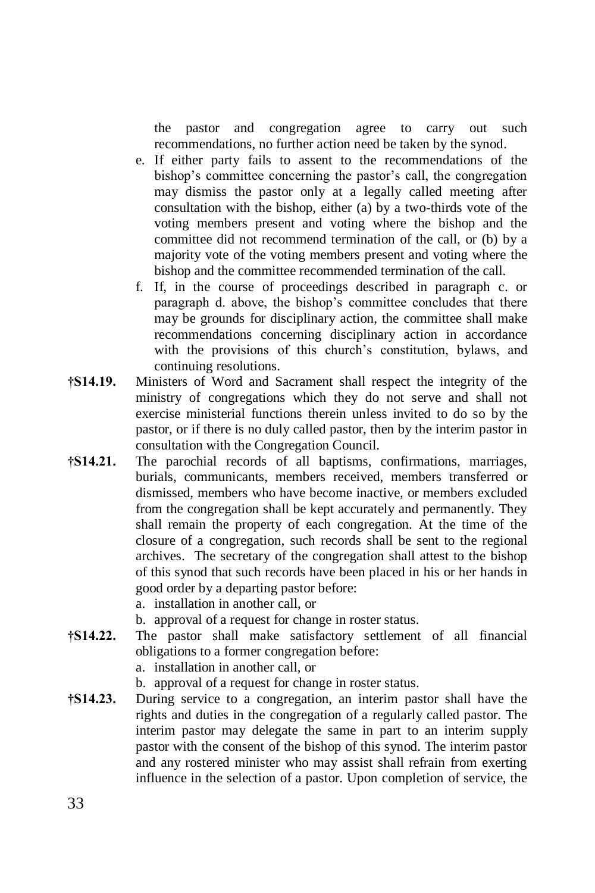the pastor and congregation agree to carry out such recommendations, no further action need be taken by the synod.

e. If either party fails to assent to the recommendations of the bishop's committee concerning the pastor's call, the congregation may dismiss the pastor only at a legally called meeting after consultation with the bishop, either (a) by a two-thirds vote of the voting members present and voting where the bishop and the committee did not recommend termination of the call, or (b) by a majority vote of the voting members present and voting where the bishop and the committee recommended termination of the call.

f. If, in the course of proceedings described in paragraph c. or paragraph d. above, the bishop's committee concludes that there may be grounds for disciplinary action, the committee shall make recommendations concerning disciplinary action in accordance with the provisions of this church's constitution, bylaws, and continuing resolutions.

**†S14.19.** Ministers of Word and Sacrament shall respect the integrity of the ministry of congregations which they do not serve and shall not exercise ministerial functions therein unless invited to do so by the pastor, or if there is no duly called pastor, then by the interim pastor in consultation with the Congregation Council.

**†S14.21.** The parochial records of all baptisms, confirmations, marriages, burials, communicants, members received, members transferred or dismissed, members who have become inactive, or members excluded from the congregation shall be kept accurately and permanently. They shall remain the property of each congregation. At the time of the closure of a congregation, such records shall be sent to the regional archives. The secretary of the congregation shall attest to the bishop of this synod that such records have been placed in his or her hands in good order by a departing pastor before:

a. installation in another call, or
b. approval of a request for change in roster status.

**†S14.22.** The pastor shall make satisfactory settlement of all financial obligations to a former congregation before:

a. installation in another call, or
b. approval of a request for change in roster status.

**†S14.23.** During service to a congregation, an interim pastor shall have the rights and duties in the congregation of a regularly called pastor. The interim pastor may delegate the same in part to an interim supply pastor with the consent of the bishop of this synod. The interim pastor and any rostered minister who may assist shall refrain from exerting influence in the selection of a pastor. Upon completion of service, the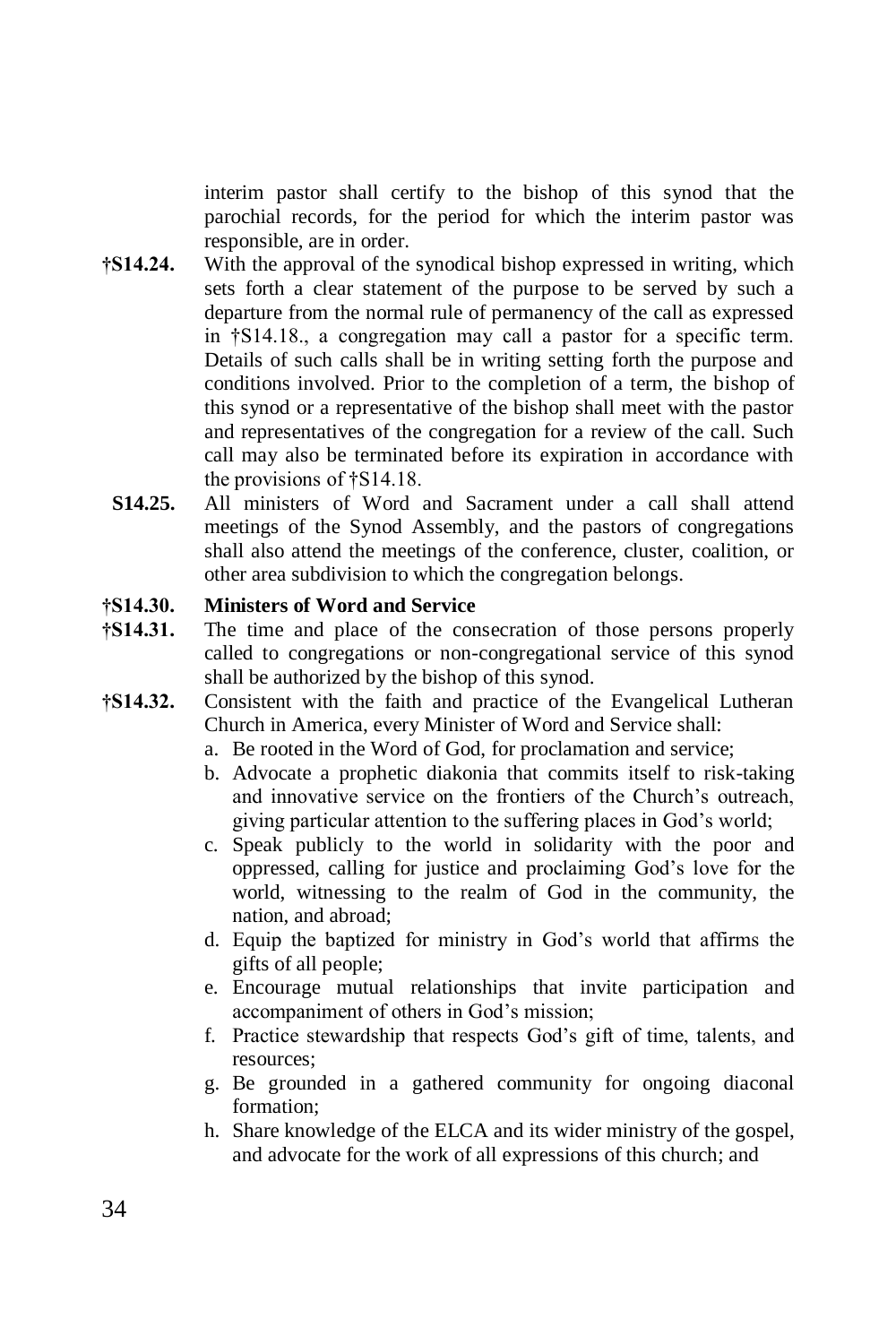interim pastor shall certify to the bishop of this synod that the parochial records, for the period for which the interim pastor was responsible, are in order.

**†S14.24.** With the approval of the synodical bishop expressed in writing, which sets forth a clear statement of the purpose to be served by such a departure from the normal rule of permanency of the call as expressed in †S14.18., a congregation may call a pastor for a specific term. Details of such calls shall be in writing setting forth the purpose and conditions involved. Prior to the completion of a term, the bishop of this synod or a representative of the bishop shall meet with the pastor and representatives of the congregation for a review of the call. Such call may also be terminated before its expiration in accordance with the provisions of †S14.18.

**S14.25.** All ministers of Word and Sacrament under a call shall attend meetings of the Synod Assembly, and the pastors of congregations shall also attend the meetings of the conference, cluster, coalition, or other area subdivision to which the congregation belongs.

**†S14.30. Ministers of Word and Service**

**†S14.31.** The time and place of the consecration of those persons properly called to congregations or non-congregational service of this synod shall be authorized by the bishop of this synod.

**†S14.32.** Consistent with the faith and practice of the Evangelical Lutheran Church in America, every Minister of Word and Service shall:

a. Be rooted in the Word of God, for proclamation and service;
b. Advocate a prophetic diakonia that commits itself to risk-taking and innovative service on the frontiers of the Church's outreach, giving particular attention to the suffering places in God's world;
c. Speak publicly to the world in solidarity with the poor and oppressed, calling for justice and proclaiming God's love for the world, witnessing to the realm of God in the community, the nation, and abroad;
d. Equip the baptized for ministry in God's world that affirms the gifts of all people;
e. Encourage mutual relationships that invite participation and accompaniment of others in God's mission;
f. Practice stewardship that respects God's gift of time, talents, and resources;
g. Be grounded in a gathered community for ongoing diaconal formation;
h. Share knowledge of the ELCA and its wider ministry of the gospel, and advocate for the work of all expressions of this church; and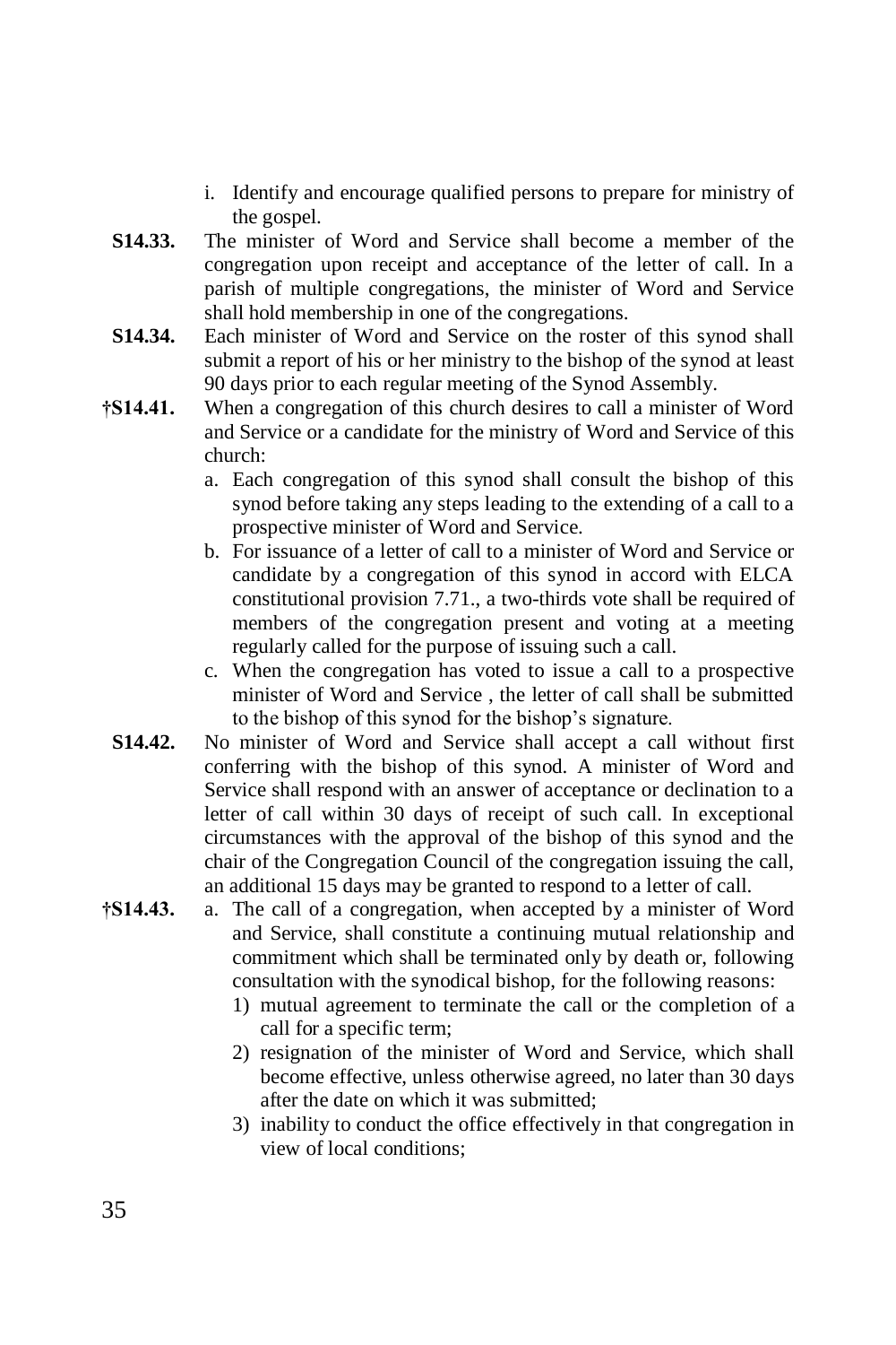i. Identify and encourage qualified persons to prepare for ministry of the gospel.

**S14.33.** The minister of Word and Service shall become a member of the congregation upon receipt and acceptance of the letter of call. In a parish of multiple congregations, the minister of Word and Service shall hold membership in one of the congregations.

**S14.34.** Each minister of Word and Service on the roster of this synod shall submit a report of his or her ministry to the bishop of the synod at least 90 days prior to each regular meeting of the Synod Assembly.

**†S14.41.** When a congregation of this church desires to call a minister of Word and Service or a candidate for the ministry of Word and Service of this church:

   a. Each congregation of this synod shall consult the bishop of this synod before taking any steps leading to the extending of a call to a prospective minister of Word and Service.
   b. For issuance of a letter of call to a minister of Word and Service or candidate by a congregation of this synod in accord with ELCA constitutional provision 7.71., a two-thirds vote shall be required of members of the congregation present and voting at a meeting regularly called for the purpose of issuing such a call.
   c. When the congregation has voted to issue a call to a prospective minister of Word and Service , the letter of call shall be submitted to the bishop of this synod for the bishop's signature.

**S14.42.** No minister of Word and Service shall accept a call without first conferring with the bishop of this synod. A minister of Word and Service shall respond with an answer of acceptance or declination to a letter of call within 30 days of receipt of such call. In exceptional circumstances with the approval of the bishop of this synod and the chair of the Congregation Council of the congregation issuing the call, an additional 15 days may be granted to respond to a letter of call.

**†S14.43.** a. The call of a congregation, when accepted by a minister of Word and Service, shall constitute a continuing mutual relationship and commitment which shall be terminated only by death or, following consultation with the synodical bishop, for the following reasons:

      1) mutual agreement to terminate the call or the completion of a call for a specific term;
      2) resignation of the minister of Word and Service, which shall become effective, unless otherwise agreed, no later than 30 days after the date on which it was submitted;
      3) inability to conduct the office effectively in that congregation in view of local conditions;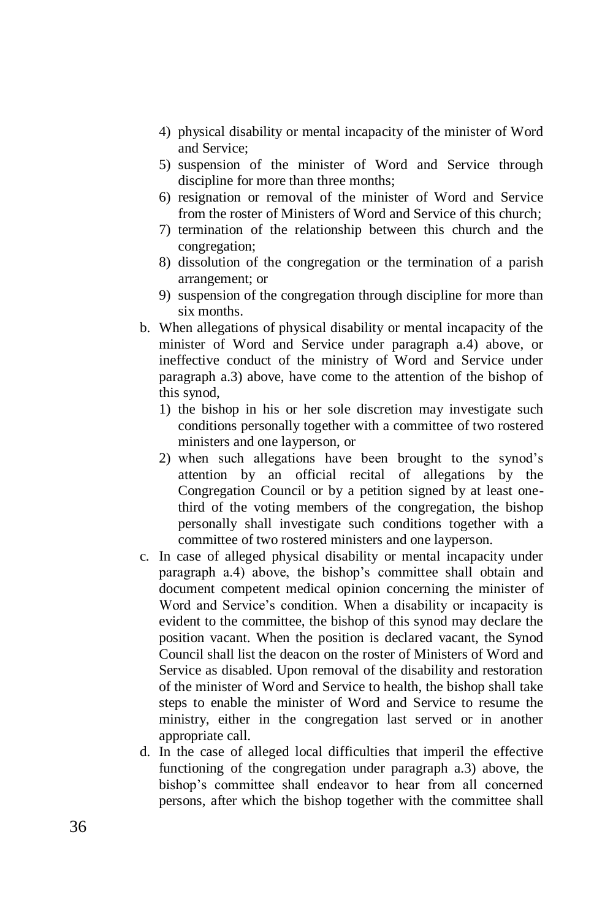4) physical disability or mental incapacity of the minister of Word and Service;
5) suspension of the minister of Word and Service through discipline for more than three months;
6) resignation or removal of the minister of Word and Service from the roster of Ministers of Word and Service of this church;
7) termination of the relationship between this church and the congregation;
8) dissolution of the congregation or the termination of a parish arrangement; or
9) suspension of the congregation through discipline for more than six months.

b. When allegations of physical disability or mental incapacity of the minister of Word and Service under paragraph a.4) above, or ineffective conduct of the ministry of Word and Service under paragraph a.3) above, have come to the attention of the bishop of this synod,
   1) the bishop in his or her sole discretion may investigate such conditions personally together with a committee of two rostered ministers and one layperson, or
   2) when such allegations have been brought to the synod's attention by an official recital of allegations by the Congregation Council or by a petition signed by at least one-third of the voting members of the congregation, the bishop personally shall investigate such conditions together with a committee of two rostered ministers and one layperson.

c. In case of alleged physical disability or mental incapacity under paragraph a.4) above, the bishop's committee shall obtain and document competent medical opinion concerning the minister of Word and Service's condition. When a disability or incapacity is evident to the committee, the bishop of this synod may declare the position vacant. When the position is declared vacant, the Synod Council shall list the deacon on the roster of Ministers of Word and Service as disabled. Upon removal of the disability and restoration of the minister of Word and Service to health, the bishop shall take steps to enable the minister of Word and Service to resume the ministry, either in the congregation last served or in another appropriate call.

d. In the case of alleged local difficulties that imperil the effective functioning of the congregation under paragraph a.3) above, the bishop's committee shall endeavor to hear from all concerned persons, after which the bishop together with the committee shall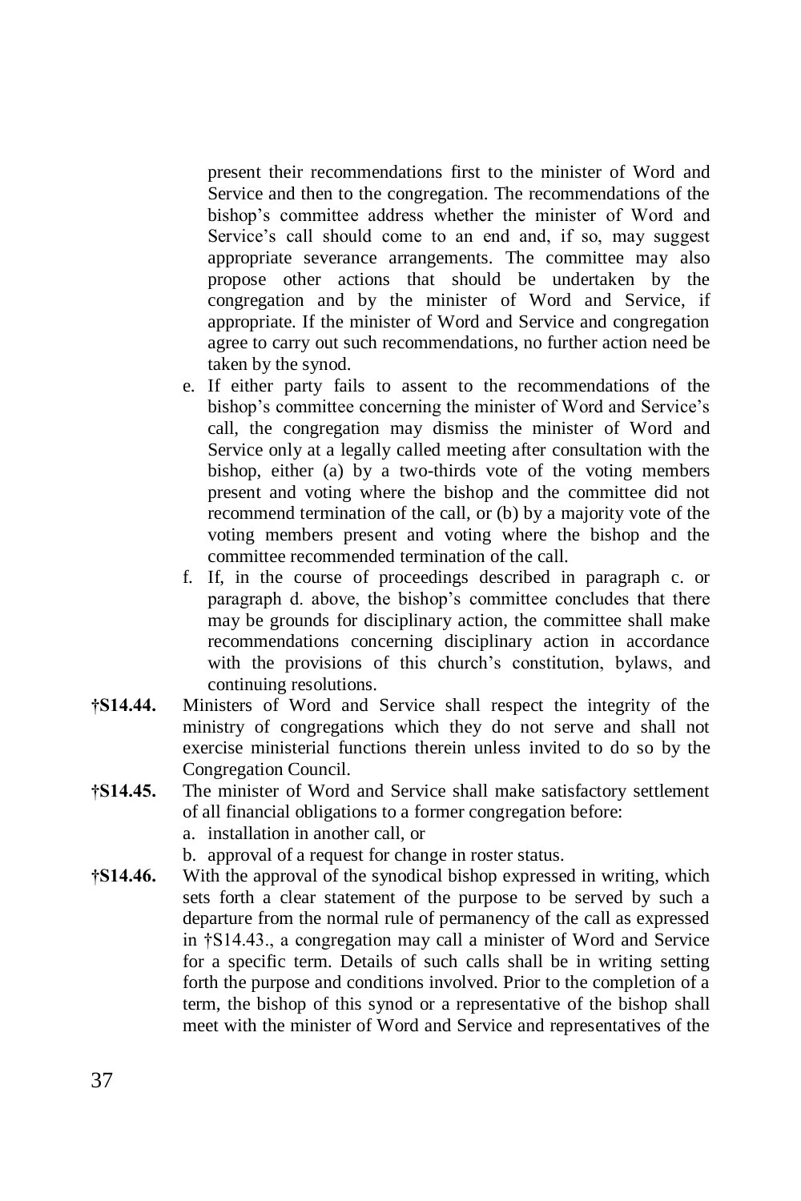present their recommendations first to the minister of Word and Service and then to the congregation. The recommendations of the bishop's committee address whether the minister of Word and Service's call should come to an end and, if so, may suggest appropriate severance arrangements. The committee may also propose other actions that should be undertaken by the congregation and by the minister of Word and Service, if appropriate. If the minister of Word and Service and congregation agree to carry out such recommendations, no further action need be taken by the synod.

e. If either party fails to assent to the recommendations of the bishop's committee concerning the minister of Word and Service's call, the congregation may dismiss the minister of Word and Service only at a legally called meeting after consultation with the bishop, either (a) by a two-thirds vote of the voting members present and voting where the bishop and the committee did not recommend termination of the call, or (b) by a majority vote of the voting members present and voting where the bishop and the committee recommended termination of the call.

f. If, in the course of proceedings described in paragraph c. or paragraph d. above, the bishop's committee concludes that there may be grounds for disciplinary action, the committee shall make recommendations concerning disciplinary action in accordance with the provisions of this church's constitution, bylaws, and continuing resolutions.

**†S14.44.** Ministers of Word and Service shall respect the integrity of the ministry of congregations which they do not serve and shall not exercise ministerial functions therein unless invited to do so by the Congregation Council.

**†S14.45.** The minister of Word and Service shall make satisfactory settlement of all financial obligations to a former congregation before:

a. installation in another call, or
b. approval of a request for change in roster status.

**†S14.46.** With the approval of the synodical bishop expressed in writing, which sets forth a clear statement of the purpose to be served by such a departure from the normal rule of permanency of the call as expressed in †S14.43., a congregation may call a minister of Word and Service for a specific term. Details of such calls shall be in writing setting forth the purpose and conditions involved. Prior to the completion of a term, the bishop of this synod or a representative of the bishop shall meet with the minister of Word and Service and representatives of the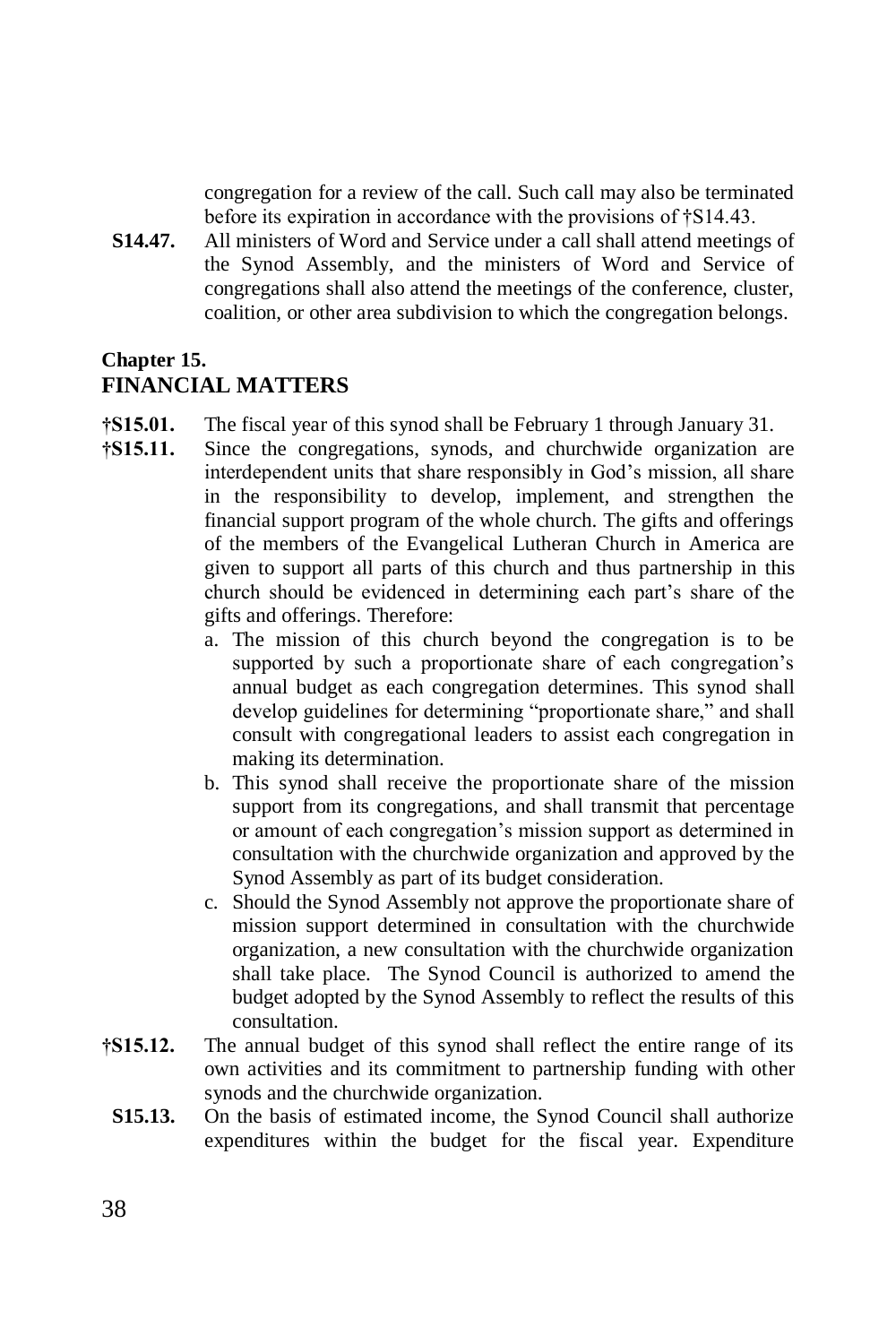congregation for a review of the call. Such call may also be terminated before its expiration in accordance with the provisions of †S14.43.

**S14.47.** All ministers of Word and Service under a call shall attend meetings of the Synod Assembly, and the ministers of Word and Service of congregations shall also attend the meetings of the conference, cluster, coalition, or other area subdivision to which the congregation belongs.

## Chapter 15.
## FINANCIAL MATTERS

**†S15.01.** The fiscal year of this synod shall be February 1 through January 31.

**†S15.11.** Since the congregations, synods, and churchwide organization are interdependent units that share responsibly in God's mission, all share in the responsibility to develop, implement, and strengthen the financial support program of the whole church. The gifts and offerings of the members of the Evangelical Lutheran Church in America are given to support all parts of this church and thus partnership in this church should be evidenced in determining each part's share of the gifts and offerings. Therefore:

a. The mission of this church beyond the congregation is to be supported by such a proportionate share of each congregation's annual budget as each congregation determines. This synod shall develop guidelines for determining "proportionate share," and shall consult with congregational leaders to assist each congregation in making its determination.
b. This synod shall receive the proportionate share of the mission support from its congregations, and shall transmit that percentage or amount of each congregation's mission support as determined in consultation with the churchwide organization and approved by the Synod Assembly as part of its budget consideration.
c. Should the Synod Assembly not approve the proportionate share of mission support determined in consultation with the churchwide organization, a new consultation with the churchwide organization shall take place. The Synod Council is authorized to amend the budget adopted by the Synod Assembly to reflect the results of this consultation.

**†S15.12.** The annual budget of this synod shall reflect the entire range of its own activities and its commitment to partnership funding with other synods and the churchwide organization.

**S15.13.** On the basis of estimated income, the Synod Council shall authorize expenditures within the budget for the fiscal year. Expenditure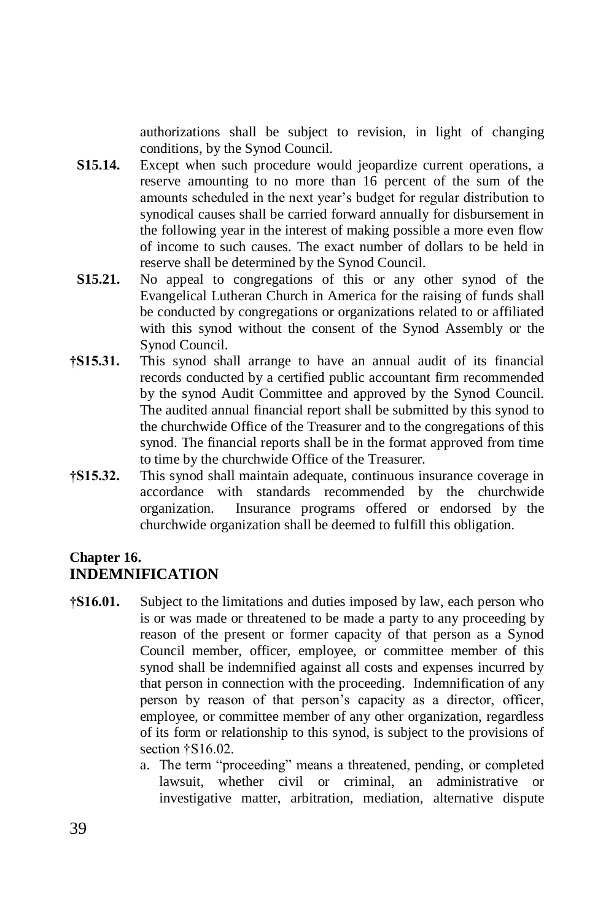authorizations shall be subject to revision, in light of changing conditions, by the Synod Council.

**S15.14.** Except when such procedure would jeopardize current operations, a reserve amounting to no more than 16 percent of the sum of the amounts scheduled in the next year's budget for regular distribution to synodical causes shall be carried forward annually for disbursement in the following year in the interest of making possible a more even flow of income to such causes. The exact number of dollars to be held in reserve shall be determined by the Synod Council.

**S15.21.** No appeal to congregations of this or any other synod of the Evangelical Lutheran Church in America for the raising of funds shall be conducted by congregations or organizations related to or affiliated with this synod without the consent of the Synod Assembly or the Synod Council.

**†S15.31.** This synod shall arrange to have an annual audit of its financial records conducted by a certified public accountant firm recommended by the synod Audit Committee and approved by the Synod Council. The audited annual financial report shall be submitted by this synod to the churchwide Office of the Treasurer and to the congregations of this synod. The financial reports shall be in the format approved from time to time by the churchwide Office of the Treasurer.

**†S15.32.** This synod shall maintain adequate, continuous insurance coverage in accordance with standards recommended by the churchwide organization. Insurance programs offered or endorsed by the churchwide organization shall be deemed to fulfill this obligation.

## Chapter 16.
## INDEMNIFICATION

**†S16.01.** Subject to the limitations and duties imposed by law, each person who is or was made or threatened to be made a party to any proceeding by reason of the present or former capacity of that person as a Synod Council member, officer, employee, or committee member of this synod shall be indemnified against all costs and expenses incurred by that person in connection with the proceeding. Indemnification of any person by reason of that person's capacity as a director, officer, employee, or committee member of any other organization, regardless of its form or relationship to this synod, is subject to the provisions of section †S16.02.

a. The term "proceeding" means a threatened, pending, or completed lawsuit, whether civil or criminal, an administrative or investigative matter, arbitration, mediation, alternative dispute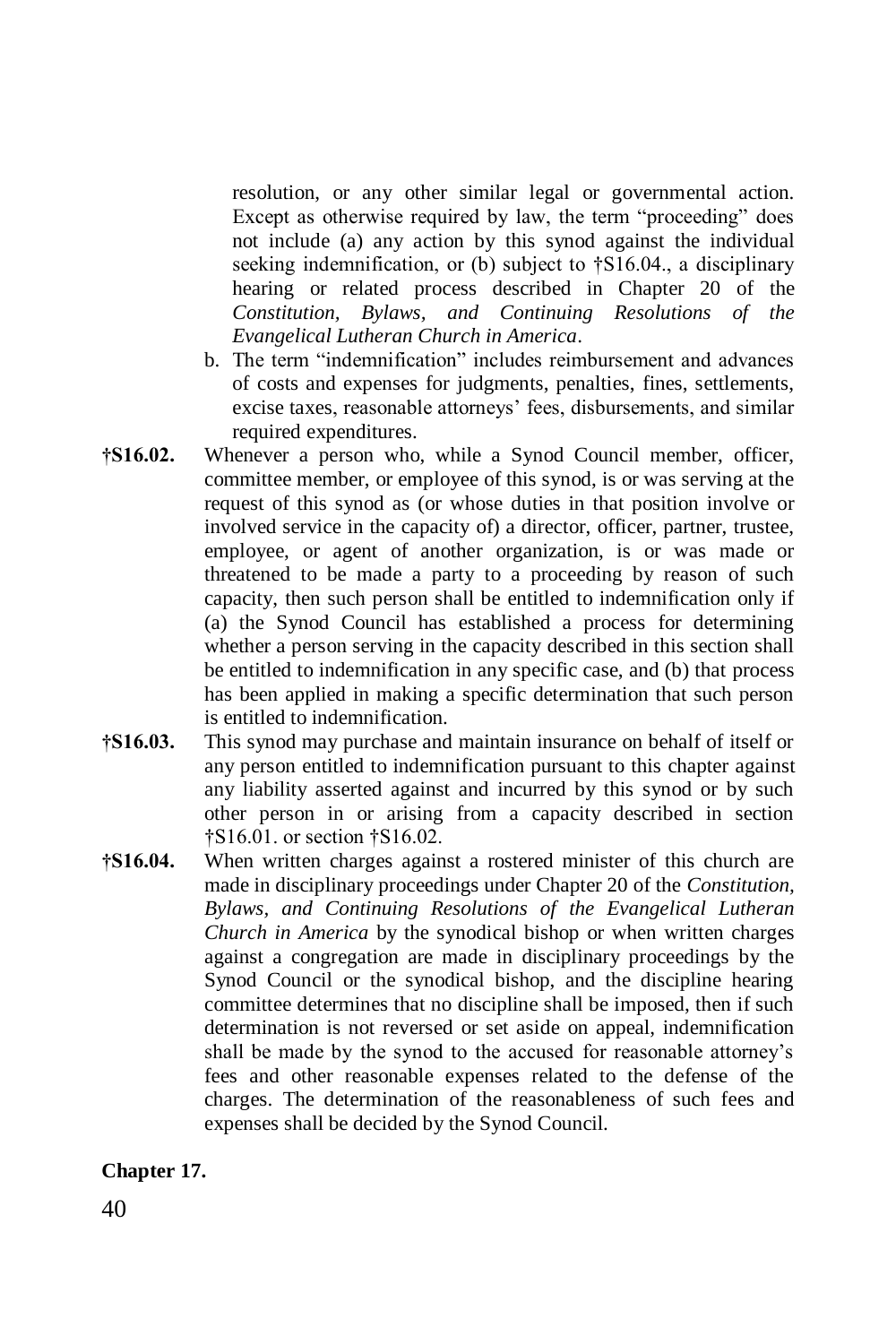resolution, or any other similar legal or governmental action. Except as otherwise required by law, the term "proceeding" does not include (a) any action by this synod against the individual seeking indemnification, or (b) subject to †S16.04., a disciplinary hearing or related process described in Chapter 20 of the *Constitution, Bylaws, and Continuing Resolutions of the Evangelical Lutheran Church in America*.

b. The term "indemnification" includes reimbursement and advances of costs and expenses for judgments, penalties, fines, settlements, excise taxes, reasonable attorneys' fees, disbursements, and similar required expenditures.

**†S16.02.** Whenever a person who, while a Synod Council member, officer, committee member, or employee of this synod, is or was serving at the request of this synod as (or whose duties in that position involve or involved service in the capacity of) a director, officer, partner, trustee, employee, or agent of another organization, is or was made or threatened to be made a party to a proceeding by reason of such capacity, then such person shall be entitled to indemnification only if (a) the Synod Council has established a process for determining whether a person serving in the capacity described in this section shall be entitled to indemnification in any specific case, and (b) that process has been applied in making a specific determination that such person is entitled to indemnification.

**†S16.03.** This synod may purchase and maintain insurance on behalf of itself or any person entitled to indemnification pursuant to this chapter against any liability asserted against and incurred by this synod or by such other person in or arising from a capacity described in section †S16.01. or section †S16.02.

**†S16.04.** When written charges against a rostered minister of this church are made in disciplinary proceedings under Chapter 20 of the *Constitution, Bylaws, and Continuing Resolutions of the Evangelical Lutheran Church in America* by the synodical bishop or when written charges against a congregation are made in disciplinary proceedings by the Synod Council or the synodical bishop, and the discipline hearing committee determines that no discipline shall be imposed, then if such determination is not reversed or set aside on appeal, indemnification shall be made by the synod to the accused for reasonable attorney's fees and other reasonable expenses related to the defense of the charges. The determination of the reasonableness of such fees and expenses shall be decided by the Synod Council.

## Chapter 17.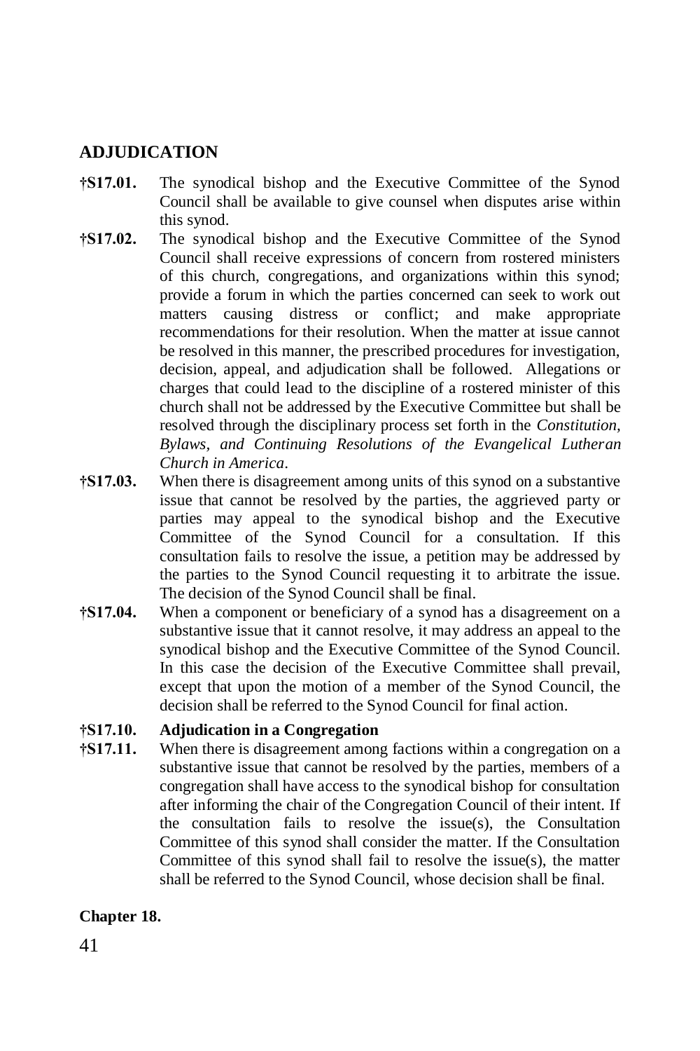## ADJUDICATION

**†S17.01.** The synodical bishop and the Executive Committee of the Synod Council shall be available to give counsel when disputes arise within this synod.

**†S17.02.** The synodical bishop and the Executive Committee of the Synod Council shall receive expressions of concern from rostered ministers of this church, congregations, and organizations within this synod; provide a forum in which the parties concerned can seek to work out matters causing distress or conflict; and make appropriate recommendations for their resolution. When the matter at issue cannot be resolved in this manner, the prescribed procedures for investigation, decision, appeal, and adjudication shall be followed. Allegations or charges that could lead to the discipline of a rostered minister of this church shall not be addressed by the Executive Committee but shall be resolved through the disciplinary process set forth in the *Constitution, Bylaws, and Continuing Resolutions of the Evangelical Lutheran Church in America*.

**†S17.03.** When there is disagreement among units of this synod on a substantive issue that cannot be resolved by the parties, the aggrieved party or parties may appeal to the synodical bishop and the Executive Committee of the Synod Council for a consultation. If this consultation fails to resolve the issue, a petition may be addressed by the parties to the Synod Council requesting it to arbitrate the issue. The decision of the Synod Council shall be final.

**†S17.04.** When a component or beneficiary of a synod has a disagreement on a substantive issue that it cannot resolve, it may address an appeal to the synodical bishop and the Executive Committee of the Synod Council. In this case the decision of the Executive Committee shall prevail, except that upon the motion of a member of the Synod Council, the decision shall be referred to the Synod Council for final action.

**†S17.10. Adjudication in a Congregation**

**†S17.11.** When there is disagreement among factions within a congregation on a substantive issue that cannot be resolved by the parties, members of a congregation shall have access to the synodical bishop for consultation after informing the chair of the Congregation Council of their intent. If the consultation fails to resolve the issue(s), the Consultation Committee of this synod shall consider the matter. If the Consultation Committee of this synod shall fail to resolve the issue(s), the matter shall be referred to the Synod Council, whose decision shall be final.

**Chapter 18.**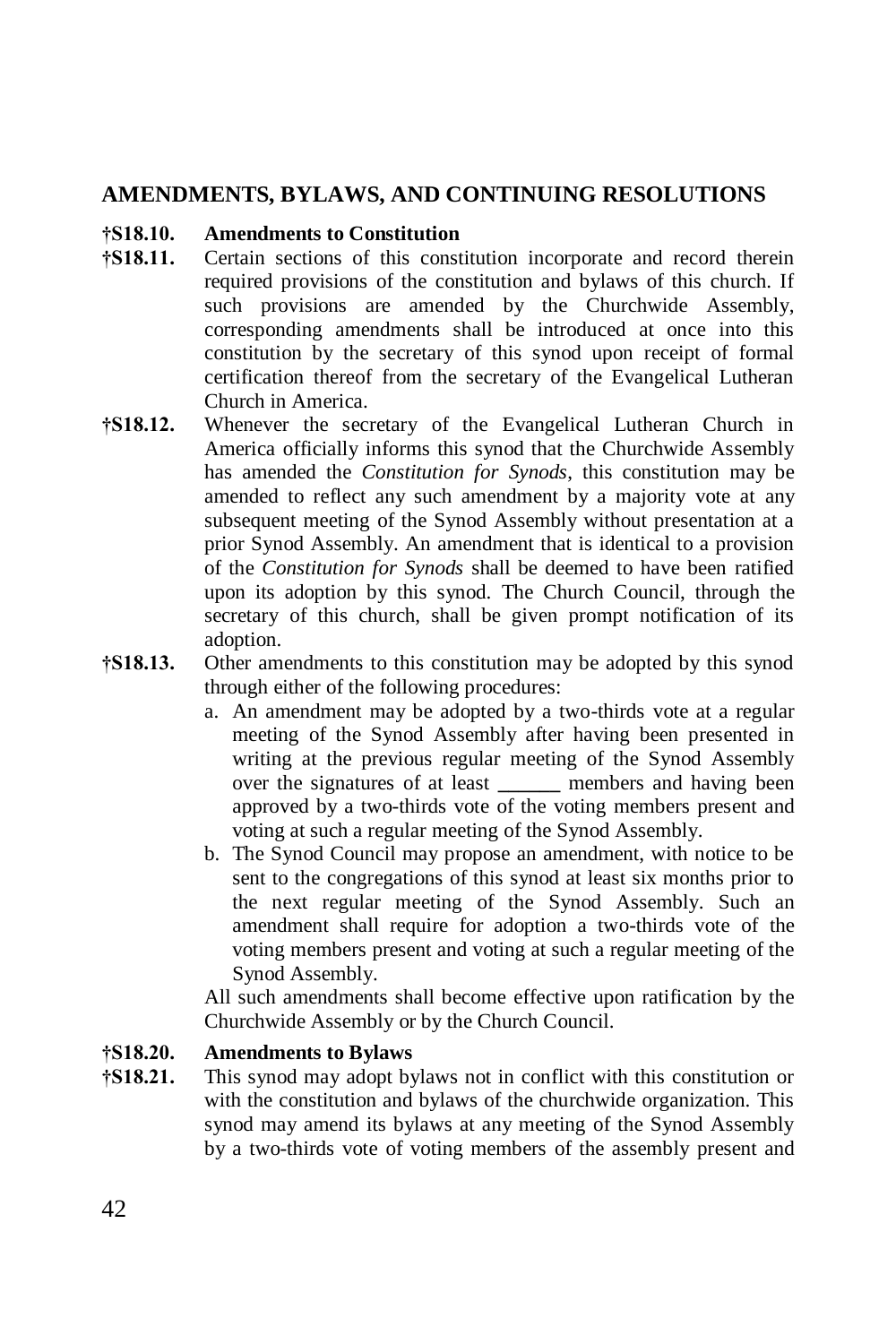## AMENDMENTS, BYLAWS, AND CONTINUING RESOLUTIONS

**†S18.10. Amendments to Constitution**

**†S18.11.** Certain sections of this constitution incorporate and record therein required provisions of the constitution and bylaws of this church. If such provisions are amended by the Churchwide Assembly, corresponding amendments shall be introduced at once into this constitution by the secretary of this synod upon receipt of formal certification thereof from the secretary of the Evangelical Lutheran Church in America.

**†S18.12.** Whenever the secretary of the Evangelical Lutheran Church in America officially informs this synod that the Churchwide Assembly has amended the *Constitution for Synods*, this constitution may be amended to reflect any such amendment by a majority vote at any subsequent meeting of the Synod Assembly without presentation at a prior Synod Assembly. An amendment that is identical to a provision of the *Constitution for Synods* shall be deemed to have been ratified upon its adoption by this synod. The Church Council, through the secretary of this church, shall be given prompt notification of its adoption.

**†S18.13.** Other amendments to this constitution may be adopted by this synod through either of the following procedures:

a. An amendment may be adopted by a two-thirds vote at a regular meeting of the Synod Assembly after having been presented in writing at the previous regular meeting of the Synod Assembly over the signatures of at least ______ members and having been approved by a two-thirds vote of the voting members present and voting at such a regular meeting of the Synod Assembly.

b. The Synod Council may propose an amendment, with notice to be sent to the congregations of this synod at least six months prior to the next regular meeting of the Synod Assembly. Such an amendment shall require for adoption a two-thirds vote of the voting members present and voting at such a regular meeting of the Synod Assembly.

All such amendments shall become effective upon ratification by the Churchwide Assembly or by the Church Council.

**†S18.20. Amendments to Bylaws**

**†S18.21.** This synod may adopt bylaws not in conflict with this constitution or with the constitution and bylaws of the churchwide organization. This synod may amend its bylaws at any meeting of the Synod Assembly by a two-thirds vote of voting members of the assembly present and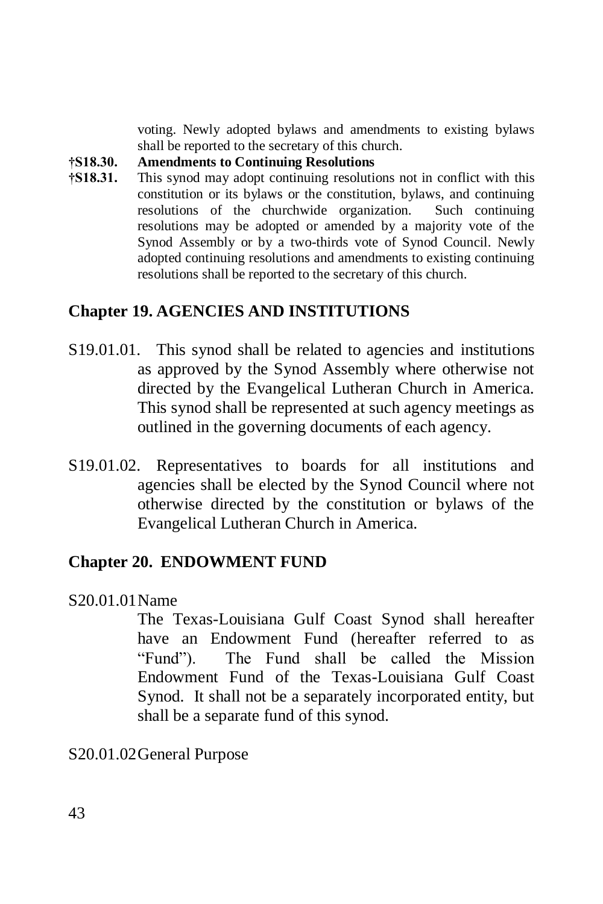voting. Newly adopted bylaws and amendments to existing bylaws shall be reported to the secretary of this church.

**†S18.30. Amendments to Continuing Resolutions**

**†S18.31.** This synod may adopt continuing resolutions not in conflict with this constitution or its bylaws or the constitution, bylaws, and continuing resolutions of the churchwide organization. Such continuing resolutions may be adopted or amended by a majority vote of the Synod Assembly or by a two-thirds vote of Synod Council. Newly adopted continuing resolutions and amendments to existing continuing resolutions shall be reported to the secretary of this church.

## Chapter 19. AGENCIES AND INSTITUTIONS

S19.01.01. This synod shall be related to agencies and institutions as approved by the Synod Assembly where otherwise not directed by the Evangelical Lutheran Church in America. This synod shall be represented at such agency meetings as outlined in the governing documents of each agency.

S19.01.02. Representatives to boards for all institutions and agencies shall be elected by the Synod Council where not otherwise directed by the constitution or bylaws of the Evangelical Lutheran Church in America.

## Chapter 20. ENDOWMENT FUND

S20.01.01 Name

The Texas-Louisiana Gulf Coast Synod shall hereafter have an Endowment Fund (hereafter referred to as "Fund"). The Fund shall be called the Mission Endowment Fund of the Texas-Louisiana Gulf Coast Synod. It shall not be a separately incorporated entity, but shall be a separate fund of this synod.

S20.01.02 General Purpose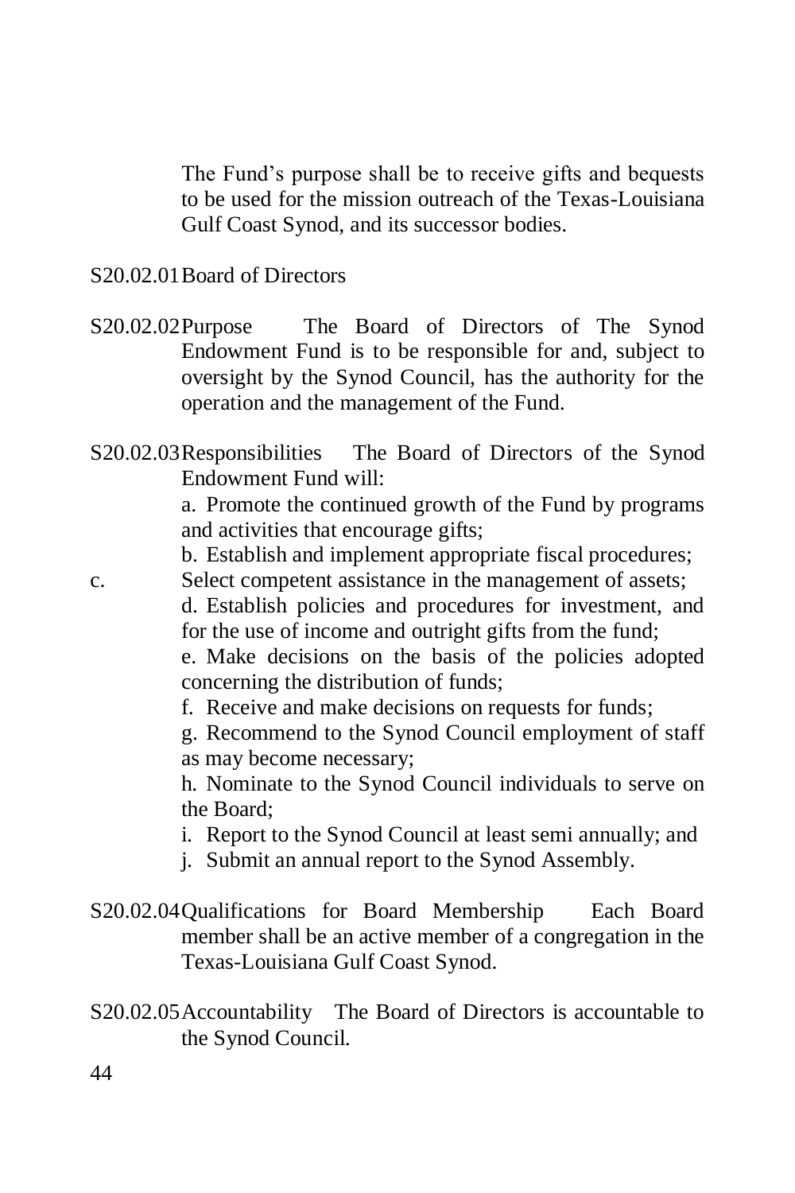The Fund's purpose shall be to receive gifts and bequests to be used for the mission outreach of the Texas-Louisiana Gulf Coast Synod, and its successor bodies.

S20.02.01 Board of Directors

S20.02.02 Purpose The Board of Directors of The Synod Endowment Fund is to be responsible for and, subject to oversight by the Synod Council, has the authority for the operation and the management of the Fund.

S20.02.03 Responsibilities The Board of Directors of the Synod Endowment Fund will:

a. Promote the continued growth of the Fund by programs and activities that encourage gifts;

b. Establish and implement appropriate fiscal procedures;

c. Select competent assistance in the management of assets;

d. Establish policies and procedures for investment, and for the use of income and outright gifts from the fund;

e. Make decisions on the basis of the policies adopted concerning the distribution of funds;

f. Receive and make decisions on requests for funds;

g. Recommend to the Synod Council employment of staff as may become necessary;

h. Nominate to the Synod Council individuals to serve on the Board;

i. Report to the Synod Council at least semi annually; and

j. Submit an annual report to the Synod Assembly.

S20.02.04 Qualifications for Board Membership Each Board member shall be an active member of a congregation in the Texas-Louisiana Gulf Coast Synod.

S20.02.05 Accountability The Board of Directors is accountable to the Synod Council.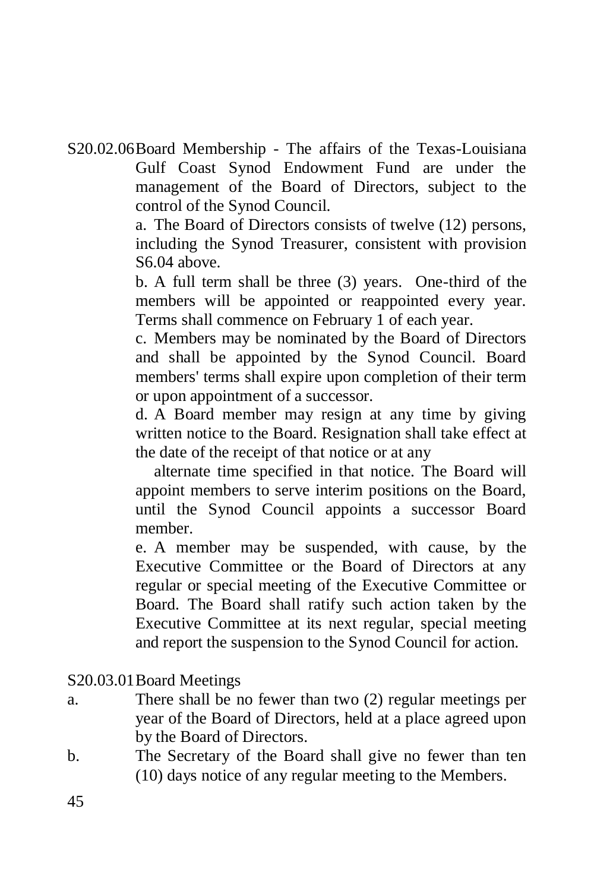S20.02.06 Board Membership - The affairs of the Texas-Louisiana Gulf Coast Synod Endowment Fund are under the management of the Board of Directors, subject to the control of the Synod Council.

a. The Board of Directors consists of twelve (12) persons, including the Synod Treasurer, consistent with provision S6.04 above.

b. A full term shall be three (3) years. One-third of the members will be appointed or reappointed every year. Terms shall commence on February 1 of each year.

c. Members may be nominated by the Board of Directors and shall be appointed by the Synod Council. Board members' terms shall expire upon completion of their term or upon appointment of a successor.

d. A Board member may resign at any time by giving written notice to the Board. Resignation shall take effect at the date of the receipt of that notice or at any alternate time specified in that notice. The Board will appoint members to serve interim positions on the Board, until the Synod Council appoints a successor Board member.

e. A member may be suspended, with cause, by the Executive Committee or the Board of Directors at any regular or special meeting of the Executive Committee or Board. The Board shall ratify such action taken by the Executive Committee at its next regular, special meeting and report the suspension to the Synod Council for action.

S20.03.01 Board Meetings

a. There shall be no fewer than two (2) regular meetings per year of the Board of Directors, held at a place agreed upon by the Board of Directors.

b. The Secretary of the Board shall give no fewer than ten (10) days notice of any regular meeting to the Members.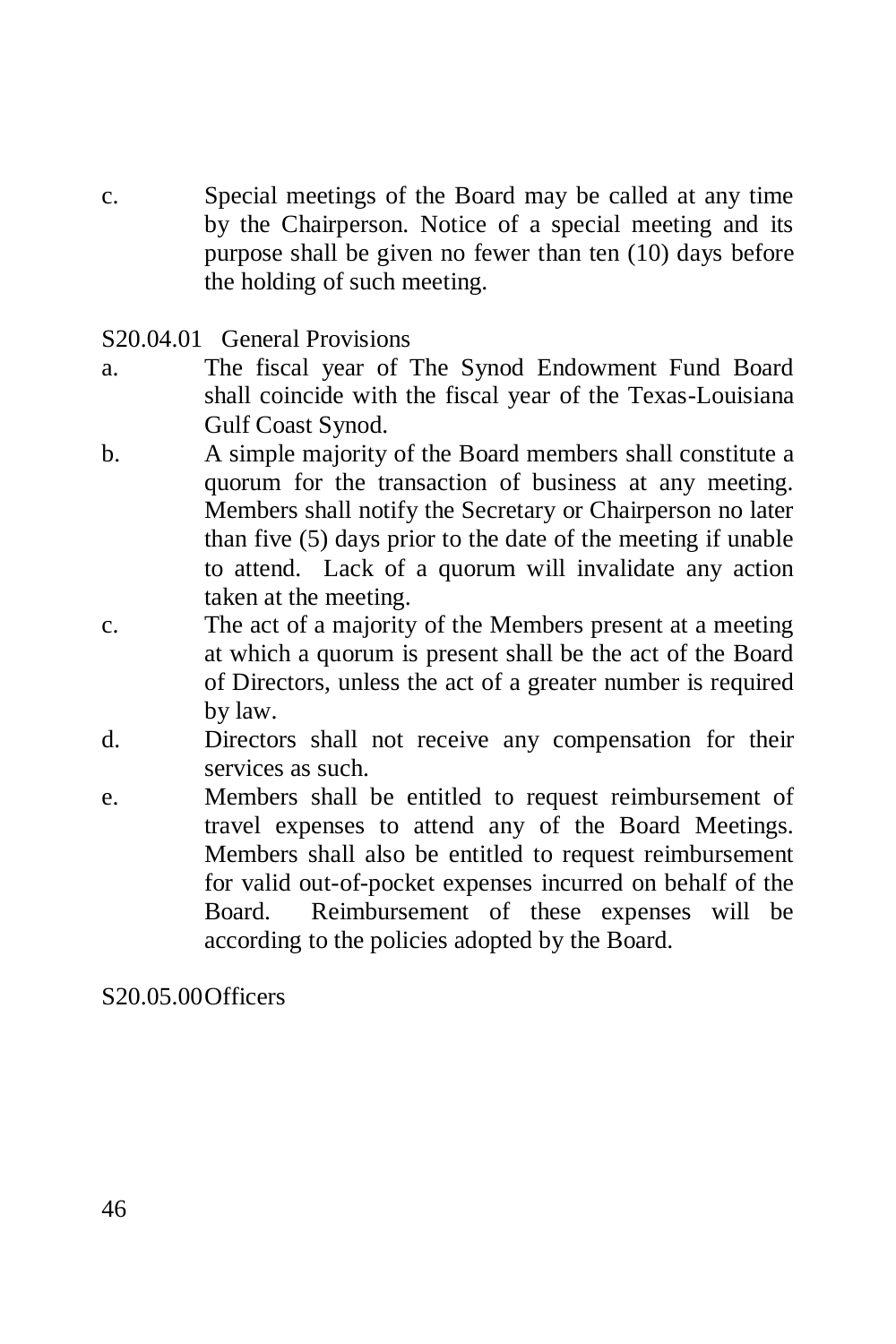c. Special meetings of the Board may be called at any time by the Chairperson. Notice of a special meeting and its purpose shall be given no fewer than ten (10) days before the holding of such meeting.

S20.04.01 General Provisions

a. The fiscal year of The Synod Endowment Fund Board shall coincide with the fiscal year of the Texas-Louisiana Gulf Coast Synod.

b. A simple majority of the Board members shall constitute a quorum for the transaction of business at any meeting. Members shall notify the Secretary or Chairperson no later than five (5) days prior to the date of the meeting if unable to attend. Lack of a quorum will invalidate any action taken at the meeting.

c. The act of a majority of the Members present at a meeting at which a quorum is present shall be the act of the Board of Directors, unless the act of a greater number is required by law.

d. Directors shall not receive any compensation for their services as such.

e. Members shall be entitled to request reimbursement of travel expenses to attend any of the Board Meetings. Members shall also be entitled to request reimbursement for valid out-of-pocket expenses incurred on behalf of the Board. Reimbursement of these expenses will be according to the policies adopted by the Board.

S20.05.00 Officers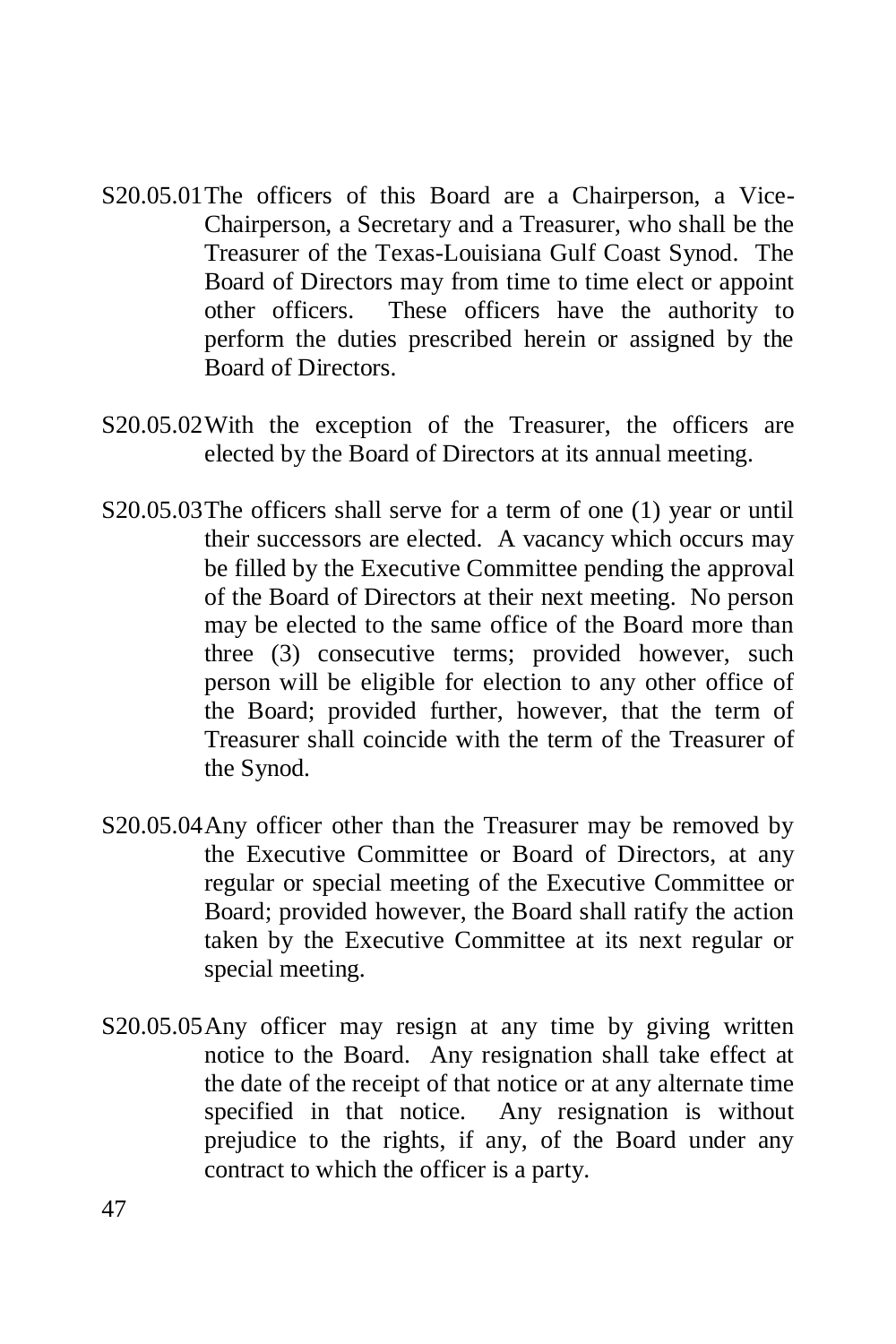S20.05.01 The officers of this Board are a Chairperson, a Vice-Chairperson, a Secretary and a Treasurer, who shall be the Treasurer of the Texas-Louisiana Gulf Coast Synod. The Board of Directors may from time to time elect or appoint other officers. These officers have the authority to perform the duties prescribed herein or assigned by the Board of Directors.

S20.05.02 With the exception of the Treasurer, the officers are elected by the Board of Directors at its annual meeting.

S20.05.03 The officers shall serve for a term of one (1) year or until their successors are elected. A vacancy which occurs may be filled by the Executive Committee pending the approval of the Board of Directors at their next meeting. No person may be elected to the same office of the Board more than three (3) consecutive terms; provided however, such person will be eligible for election to any other office of the Board; provided further, however, that the term of Treasurer shall coincide with the term of the Treasurer of the Synod.

S20.05.04 Any officer other than the Treasurer may be removed by the Executive Committee or Board of Directors, at any regular or special meeting of the Executive Committee or Board; provided however, the Board shall ratify the action taken by the Executive Committee at its next regular or special meeting.

S20.05.05 Any officer may resign at any time by giving written notice to the Board. Any resignation shall take effect at the date of the receipt of that notice or at any alternate time specified in that notice. Any resignation is without prejudice to the rights, if any, of the Board under any contract to which the officer is a party.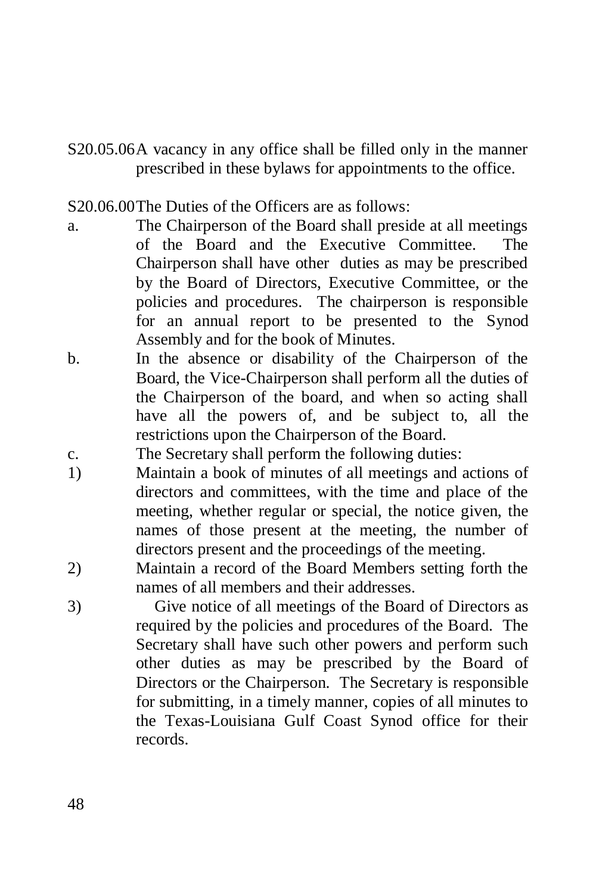S20.05.06 A vacancy in any office shall be filled only in the manner prescribed in these bylaws for appointments to the office.

S20.06.00 The Duties of the Officers are as follows:

a. The Chairperson of the Board shall preside at all meetings of the Board and the Executive Committee. The Chairperson shall have other duties as may be prescribed by the Board of Directors, Executive Committee, or the policies and procedures. The chairperson is responsible for an annual report to be presented to the Synod Assembly and for the book of Minutes.

b. In the absence or disability of the Chairperson of the Board, the Vice-Chairperson shall perform all the duties of the Chairperson of the board, and when so acting shall have all the powers of, and be subject to, all the restrictions upon the Chairperson of the Board.

c. The Secretary shall perform the following duties:

1) Maintain a book of minutes of all meetings and actions of directors and committees, with the time and place of the meeting, whether regular or special, the notice given, the names of those present at the meeting, the number of directors present and the proceedings of the meeting.

2) Maintain a record of the Board Members setting forth the names of all members and their addresses.

3) Give notice of all meetings of the Board of Directors as required by the policies and procedures of the Board. The Secretary shall have such other powers and perform such other duties as may be prescribed by the Board of Directors or the Chairperson. The Secretary is responsible for submitting, in a timely manner, copies of all minutes to the Texas-Louisiana Gulf Coast Synod office for their records.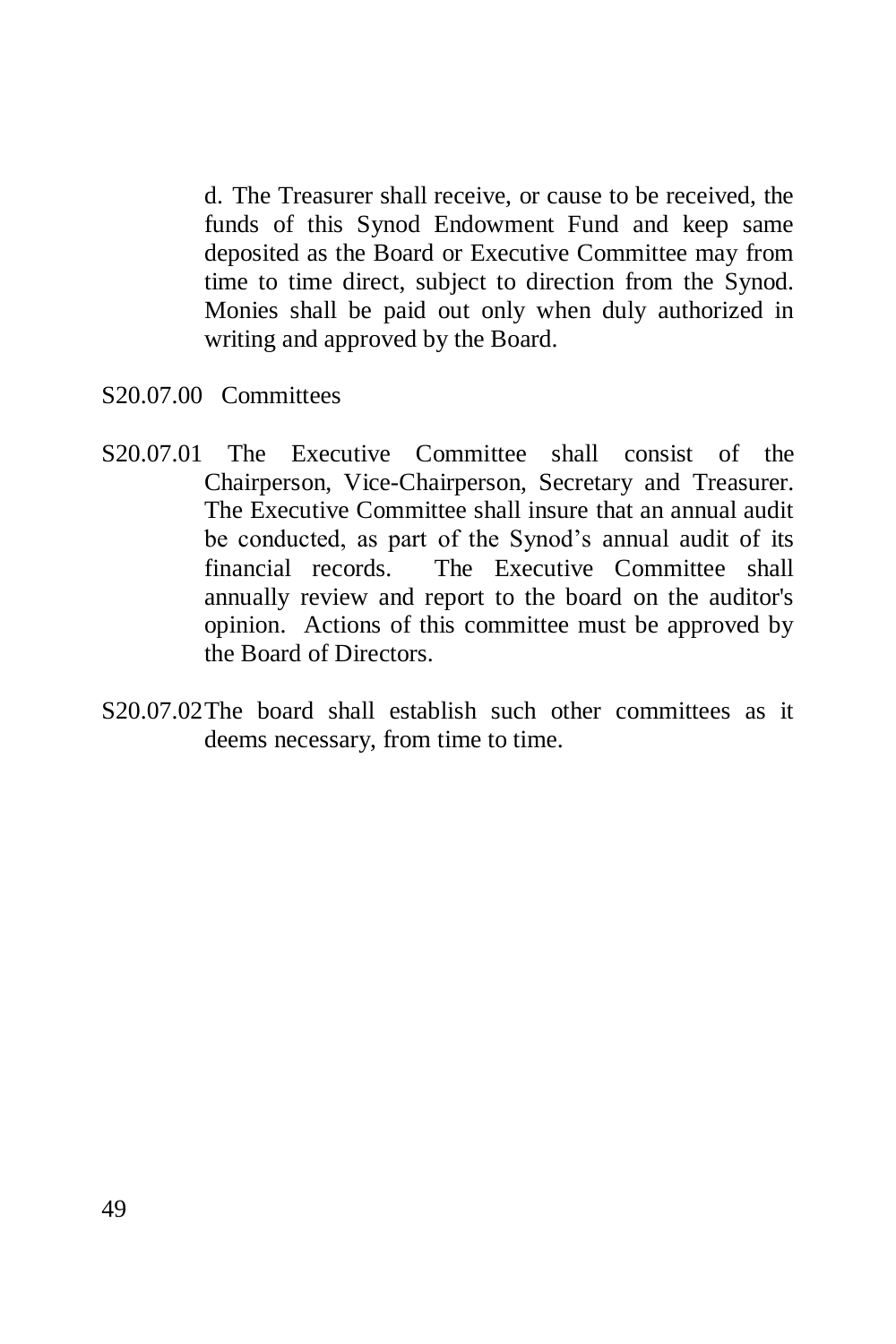d. The Treasurer shall receive, or cause to be received, the funds of this Synod Endowment Fund and keep same deposited as the Board or Executive Committee may from time to time direct, subject to direction from the Synod. Monies shall be paid out only when duly authorized in writing and approved by the Board.

S20.07.00 Committees

S20.07.01 The Executive Committee shall consist of the Chairperson, Vice-Chairperson, Secretary and Treasurer. The Executive Committee shall insure that an annual audit be conducted, as part of the Synod's annual audit of its financial records. The Executive Committee shall annually review and report to the board on the auditor's opinion. Actions of this committee must be approved by the Board of Directors.

S20.07.02 The board shall establish such other committees as it deems necessary, from time to time.